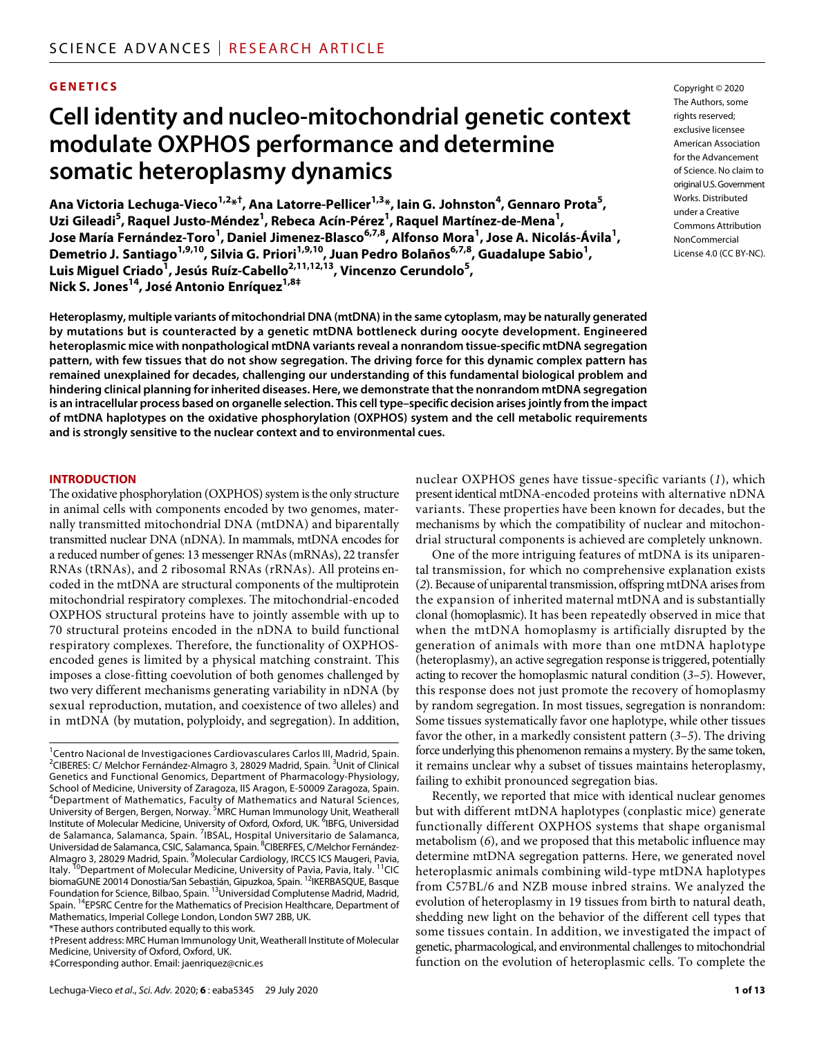GENETICS

# Cell identity and nucleo-mitochondrial genetic context modulate OXPHOS performance and determine somatic heteroplasmy dynamics

**Ana Victoria Lechuga-Vieco[1,2]*†, Ana Latorre-Pellicer[1,3]*, Iain G. Johnston[4], Gennaro Prota[5], Uzi Gileadi[5], Raquel Justo-Méndez[1], Rebeca Acín-Pérez[1], Raquel Martínez-de-Mena[1], Jose María Fernández-Toro[1], Daniel Jimenez-Blasco[6,7,8], Alfonso Mora[1], Jose A. Nicolás-Ávila[1], Demetrio J. Santiago[1,9,10], Silvia G. Priori[1,9,10], Juan Pedro Bolaños[6,7,8], Guadalupe Sabio[1], Luis Miguel Criado[1], Jesús Ruíz-Cabello[2,11,12,13], Vincenzo Cerundolo[5], Nick S. Jones[14], José Antonio Enríquez[1,8]‡**

Copyright © 2020 The Authors, some rights reserved; exclusive licensee American Association for the Advancement of Science. No claim to original U.S. Government Works. Distributed under a Creative Commons Attribution NonCommercial License 4.0 (CC BY-NC).

**Heteroplasmy, multiple variants of mitochondrial DNA (mtDNA) in the same cytoplasm, may be naturally generated by mutations but is counteracted by a genetic mtDNA bottleneck during oocyte development. Engineered heteroplasmic mice with nonpathological mtDNA variants reveal a nonrandom tissue-specific mtDNA segregation pattern, with few tissues that do not show segregation. The driving force for this dynamic complex pattern has remained unexplained for decades, challenging our understanding of this fundamental biological problem and hindering clinical planning for inherited diseases. Here, we demonstrate that the nonrandom mtDNA segregation is an intracellular process based on organelle selection. This cell type–specific decision arises jointly from the impact of mtDNA haplotypes on the oxidative phosphorylation (OXPHOS) system and the cell metabolic requirements and is strongly sensitive to the nuclear context and to environmental cues.**

## INTRODUCTION

The oxidative phosphorylation (OXPHOS) system is the only structure in animal cells with components encoded by two genomes, maternally transmitted mitochondrial DNA (mtDNA) and biparentally transmitted nuclear DNA (nDNA). In mammals, mtDNA encodes for a reduced number of genes: 13 messenger RNAs (mRNAs), 22 transfer RNAs (tRNAs), and 2 ribosomal RNAs (rRNAs). All proteins encoded in the mtDNA are structural components of the multiprotein mitochondrial respiratory complexes. The mitochondrial-encoded OXPHOS structural proteins have to jointly assemble with up to 70 structural proteins encoded in the nDNA to build functional respiratory complexes. Therefore, the functionality of OXPHOS-encoded genes is limited by a physical matching constraint. This imposes a close-fitting coevolution of both genomes challenged by two very different mechanisms generating variability in nDNA (by sexual reproduction, mutation, and coexistence of two alleles) and in mtDNA (by mutation, polyploidy, and segregation). In addition, nuclear OXPHOS genes have tissue-specific variants (*1*), which present identical mtDNA-encoded proteins with alternative nDNA variants. These properties have been known for decades, but the mechanisms by which the compatibility of nuclear and mitochondrial structural components is achieved are completely unknown.

One of the more intriguing features of mtDNA is its uniparental transmission, for which no comprehensive explanation exists (*2*). Because of uniparental transmission, offspring mtDNA arises from the expansion of inherited maternal mtDNA and is substantially clonal (homoplasmic). It has been repeatedly observed in mice that when the mtDNA homoplasmy is artificially disrupted by the generation of animals with more than one mtDNA haplotype (heteroplasmy), an active segregation response is triggered, potentially acting to recover the homoplasmic natural condition (*3*–*5*). However, this response does not just promote the recovery of homoplasmy by random segregation. In most tissues, segregation is nonrandom: Some tissues systematically favor one haplotype, while other tissues favor the other, in a markedly consistent pattern (*3*–*5*). The driving force underlying this phenomenon remains a mystery. By the same token, it remains unclear why a subset of tissues maintains heteroplasmy, failing to exhibit pronounced segregation bias.

Recently, we reported that mice with identical nuclear genomes but with different mtDNA haplotypes (conplastic mice) generate functionally different OXPHOS systems that shape organismal metabolism (*6*), and we proposed that this metabolic influence may determine mtDNA segregation patterns. Here, we generated novel heteroplasmic animals combining wild-type mtDNA haplotypes from C57BL/6 and NZB mouse inbred strains. We analyzed the evolution of heteroplasmy in 19 tissues from birth to natural death, shedding new light on the behavior of the different cell types that some tissues contain. In addition, we investigated the impact of genetic, pharmacological, and environmental challenges to mitochondrial function on the evolution of heteroplasmic cells. To complete the

[1]Centro Nacional de Investigaciones Cardiovasculares Carlos III, Madrid, Spain. [2]CIBERES: C/ Melchor Fernández-Almagro 3, 28029 Madrid, Spain. [3]Unit of Clinical Genetics and Functional Genomics, Department of Pharmacology-Physiology, School of Medicine, University of Zaragoza, IIS Aragon, E-50009 Zaragoza, Spain. [4]Department of Mathematics, Faculty of Mathematics and Natural Sciences, University of Bergen, Bergen, Norway. [5]MRC Human Immunology Unit, Weatherall Institute of Molecular Medicine, University of Oxford, Oxford, UK. [6]IBFG, Universidad de Salamanca, Salamanca, Spain. [7]IBSAL, Hospital Universitario de Salamanca, Universidad de Salamanca, CSIC, Salamanca, Spain. [8]CIBERFES, C/Melchor Fernández-Almagro 3, 28029 Madrid, Spain. [9]Molecular Cardiology, IRCCS ICS Maugeri, Pavia, Italy. [10]Department of Molecular Medicine, University of Pavia, Pavia, Italy. [11]CIC biomaGUNE 20014 Donostia/San Sebastián, Gipuzkoa, Spain. [12]IKERBASQUE, Basque Foundation for Science, Bilbao, Spain. [13]Universidad Complutense Madrid, Madrid, Spain. [14]EPSRC Centre for the Mathematics of Precision Healthcare, Department of Mathematics, Imperial College London, London SW7 2BB, UK.

*These authors contributed equally to this work.

†Present address: MRC Human Immunology Unit, Weatherall Institute of Molecular Medicine, University of Oxford, Oxford, UK.

‡Corresponding author. Email: jaenriquez@cnic.es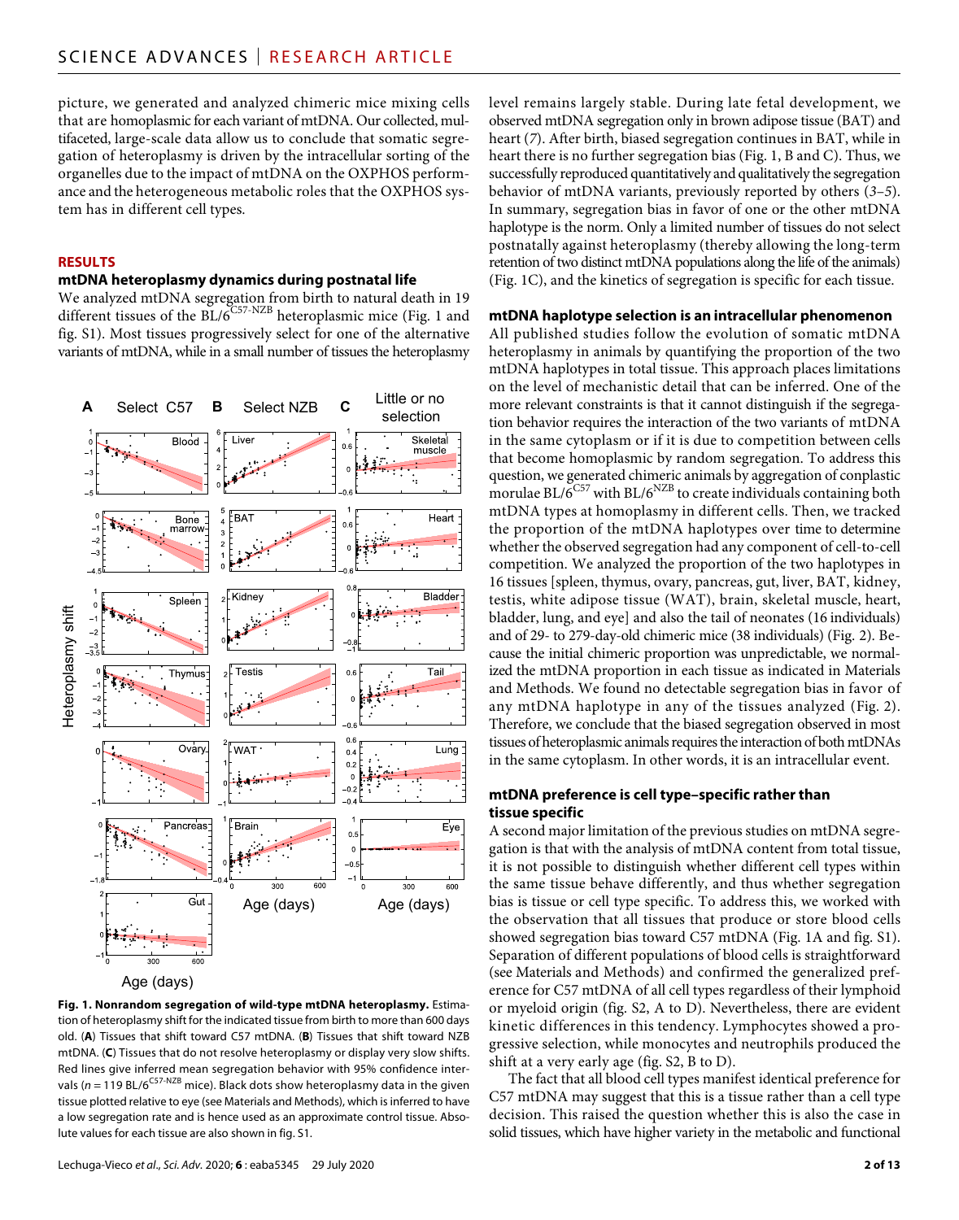picture, we generated and analyzed chimeric mice mixing cells that are homoplasmic for each variant of mtDNA. Our collected, multifaceted, large-scale data allow us to conclude that somatic segregation of heteroplasmy is driven by the intracellular sorting of the organelles due to the impact of mtDNA on the OXPHOS performance and the heterogeneous metabolic roles that the OXPHOS system has in different cell types.

## RESULTS

### mtDNA heteroplasmy dynamics during postnatal life

We analyzed mtDNA segregation from birth to natural death in 19 different tissues of the BL/6$^{C57\text{-}NZB}$ heteroplasmic mice (Fig. 1 and fig. S1). Most tissues progressively select for one of the alternative variants of mtDNA, while in a small number of tissues the heteroplasmy level remains largely stable. During late fetal development, we observed mtDNA segregation only in brown adipose tissue (BAT) and heart (7). After birth, biased segregation continues in BAT, while in heart there is no further segregation bias (Fig. 1, B and C). Thus, we successfully reproduced quantitatively and qualitatively the segregation behavior of mtDNA variants, previously reported by others (3–5). In summary, segregation bias in favor of one or the other mtDNA haplotype is the norm. Only a limited number of tissues do not select postnatally against heteroplasmy (thereby allowing the long-term retention of two distinct mtDNA populations along the life of the animals) (Fig. 1C), and the kinetics of segregation is specific for each tissue.

**Fig. 1. Nonrandom segregation of wild-type mtDNA heteroplasmy.** Estimation of heteroplasmy shift for the indicated tissue from birth to more than 600 days old. (**A**) Tissues that shift toward C57 mtDNA. (**B**) Tissues that shift toward NZB mtDNA. (**C**) Tissues that do not resolve heteroplasmy or display very slow shifts. Red lines give inferred mean segregation behavior with 95% confidence intervals ($n$ = 119 BL/6$^{C57\text{-}NZB}$ mice). Black dots show heteroplasmy data in the given tissue plotted relative to eye (see Materials and Methods), which is inferred to have a low segregation rate and is hence used as an approximate control tissue. Absolute values for each tissue are also shown in fig. S1.

### mtDNA haplotype selection is an intracellular phenomenon

All published studies follow the evolution of somatic mtDNA heteroplasmy in animals by quantifying the proportion of the two mtDNA haplotypes in total tissue. This approach places limitations on the level of mechanistic detail that can be inferred. One of the more relevant constraints is that it cannot distinguish if the segregation behavior requires the interaction of the two variants of mtDNA in the same cytoplasm or if it is due to competition between cells that become homoplasmic by random segregation. To address this question, we generated chimeric animals by aggregation of conplastic morulae BL/6$^{C57}$ with BL/6$^{NZB}$ to create individuals containing both mtDNA types at homoplasmy in different cells. Then, we tracked the proportion of the mtDNA haplotypes over time to determine whether the observed segregation had any component of cell-to-cell competition. We analyzed the proportion of the two haplotypes in 16 tissues [spleen, thymus, ovary, pancreas, gut, liver, BAT, kidney, testis, white adipose tissue (WAT), brain, skeletal muscle, heart, bladder, lung, and eye] and also the tail of neonates (16 individuals) and of 29- to 279-day-old chimeric mice (38 individuals) (Fig. 2). Because the initial chimeric proportion was unpredictable, we normalized the mtDNA proportion in each tissue as indicated in Materials and Methods. We found no detectable segregation bias in favor of any mtDNA haplotype in any of the tissues analyzed (Fig. 2). Therefore, we conclude that the biased segregation observed in most tissues of heteroplasmic animals requires the interaction of both mtDNAs in the same cytoplasm. In other words, it is an intracellular event.

### mtDNA preference is cell type–specific rather than tissue specific

A second major limitation of the previous studies on mtDNA segregation is that with the analysis of mtDNA content from total tissue, it is not possible to distinguish whether different cell types within the same tissue behave differently, and thus whether segregation bias is tissue or cell type specific. To address this, we worked with the observation that all tissues that produce or store blood cells showed segregation bias toward C57 mtDNA (Fig. 1A and fig. S1). Separation of different populations of blood cells is straightforward (see Materials and Methods) and confirmed the generalized preference for C57 mtDNA of all cell types regardless of their lymphoid or myeloid origin (fig. S2, A to D). Nevertheless, there are evident kinetic differences in this tendency. Lymphocytes showed a progressive selection, while monocytes and neutrophils produced the shift at a very early age (fig. S2, B to D).

The fact that all blood cell types manifest identical preference for C57 mtDNA may suggest that this is a tissue rather than a cell type decision. This raised the question whether this is also the case in solid tissues, which have higher variety in the metabolic and functional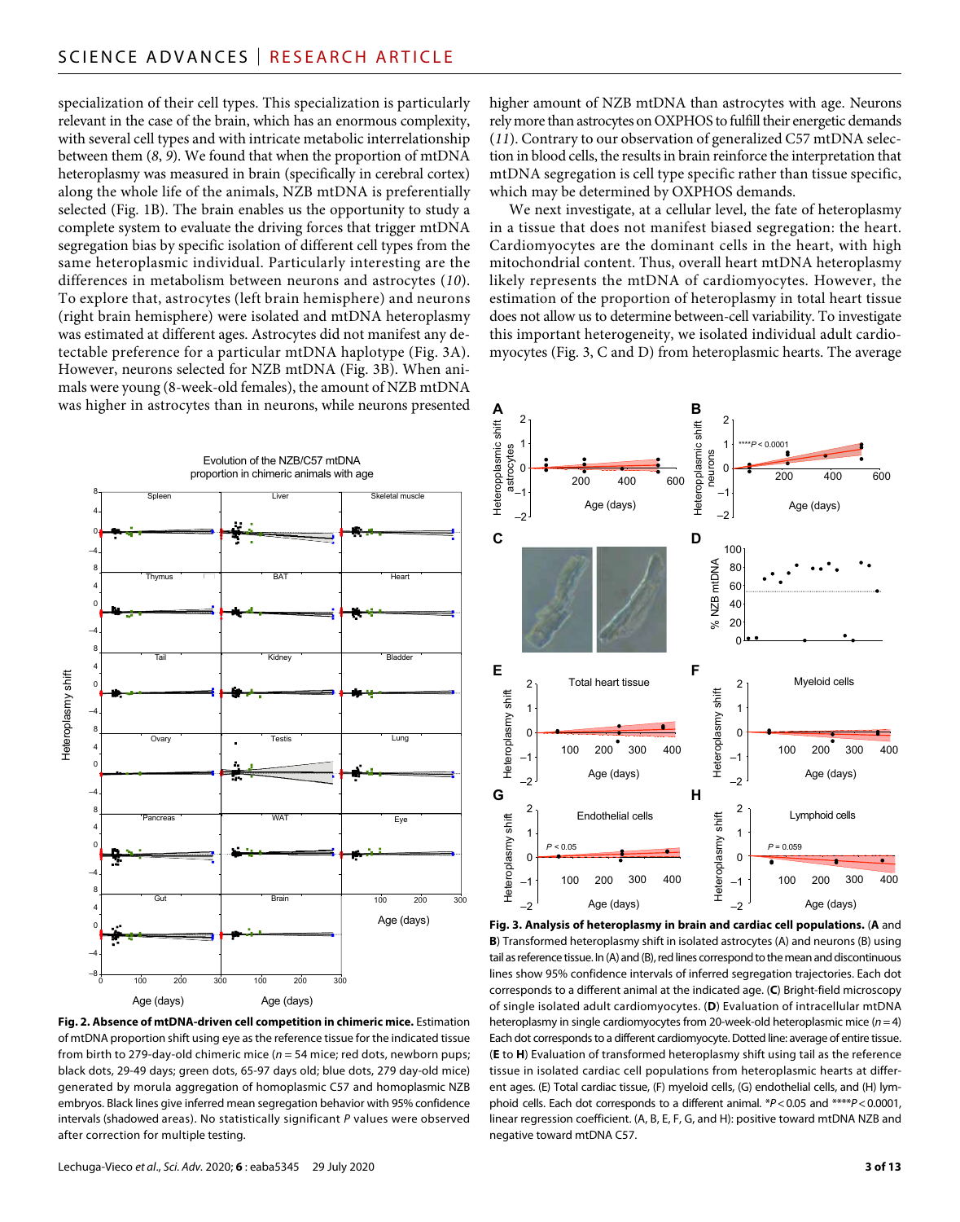specialization of their cell types. This specialization is particularly relevant in the case of the brain, which has an enormous complexity, with several cell types and with intricate metabolic interrelationship between them (*8*, *9*). We found that when the proportion of mtDNA heteroplasmy was measured in brain (specifically in cerebral cortex) along the whole life of the animals, NZB mtDNA is preferentially selected (Fig. 1B). The brain enables us the opportunity to study a complete system to evaluate the driving forces that trigger mtDNA segregation bias by specific isolation of different cell types from the same heteroplasmic individual. Particularly interesting are the differences in metabolism between neurons and astrocytes (*10*). To explore that, astrocytes (left brain hemisphere) and neurons (right brain hemisphere) were isolated and mtDNA heteroplasmy was estimated at different ages. Astrocytes did not manifest any detectable preference for a particular mtDNA haplotype (Fig. 3A). However, neurons selected for NZB mtDNA (Fig. 3B). When animals were young (8-week-old females), the amount of NZB mtDNA was higher in astrocytes than in neurons, while neurons presented higher amount of NZB mtDNA than astrocytes with age. Neurons rely more than astrocytes on OXPHOS to fulfill their energetic demands (*11*). Contrary to our observation of generalized C57 mtDNA selection in blood cells, the results in brain reinforce the interpretation that mtDNA segregation is cell type specific rather than tissue specific, which may be determined by OXPHOS demands.

We next investigate, at a cellular level, the fate of heteroplasmy in a tissue that does not manifest biased segregation: the heart. Cardiomyocytes are the dominant cells in the heart, with high mitochondrial content. Thus, overall heart mtDNA heteroplasmy likely represents the mtDNA of cardiomyocytes. However, the estimation of the proportion of heteroplasmy in total heart tissue does not allow us to determine between-cell variability. To investigate this important heterogeneity, we isolated individual adult cardiomyocytes (Fig. 3, C and D) from heteroplasmic hearts. The average

**Fig. 2. Absence of mtDNA-driven cell competition in chimeric mice.** Estimation of mtDNA proportion shift using eye as the reference tissue for the indicated tissue from birth to 279-day-old chimeric mice (*n* = 54 mice; red dots, newborn pups; black dots, 29-49 days; green dots, 65-97 days old; blue dots, 279 day-old mice) generated by morula aggregation of homoplasmic C57 and homoplasmic NZB embryos. Black lines give inferred mean segregation behavior with 95% confidence intervals (shadowed areas). No statistically significant *P* values were observed after correction for multiple testing.

**Fig. 3. Analysis of heteroplasmy in brain and cardiac cell populations.** (**A** and **B**) Transformed heteroplasmy shift in isolated astrocytes (A) and neurons (B) using tail as reference tissue. In (A) and (B), red lines correspond to the mean and discontinuous lines show 95% confidence intervals of inferred segregation trajectories. Each dot corresponds to a different animal at the indicated age. (**C**) Bright-field microscopy of single isolated adult cardiomyocytes. (**D**) Evaluation of intracellular mtDNA heteroplasmy in single cardiomyocytes from 20-week-old heteroplasmic mice (*n* = 4) Each dot corresponds to a different cardiomyocyte. Dotted line: average of entire tissue. (**E** to **H**) Evaluation of transformed heteroplasmy shift using tail as the reference tissue in isolated cardiac cell populations from heteroplasmic hearts at different ages. (E) Total cardiac tissue, (F) myeloid cells, (G) endothelial cells, and (H) lymphoid cells. Each dot corresponds to a different animal. *$P < 0.05$ and ****$P < 0.0001$, linear regression coefficient. (A, B, E, F, G, and H): positive toward mtDNA NZB and negative toward mtDNA C57.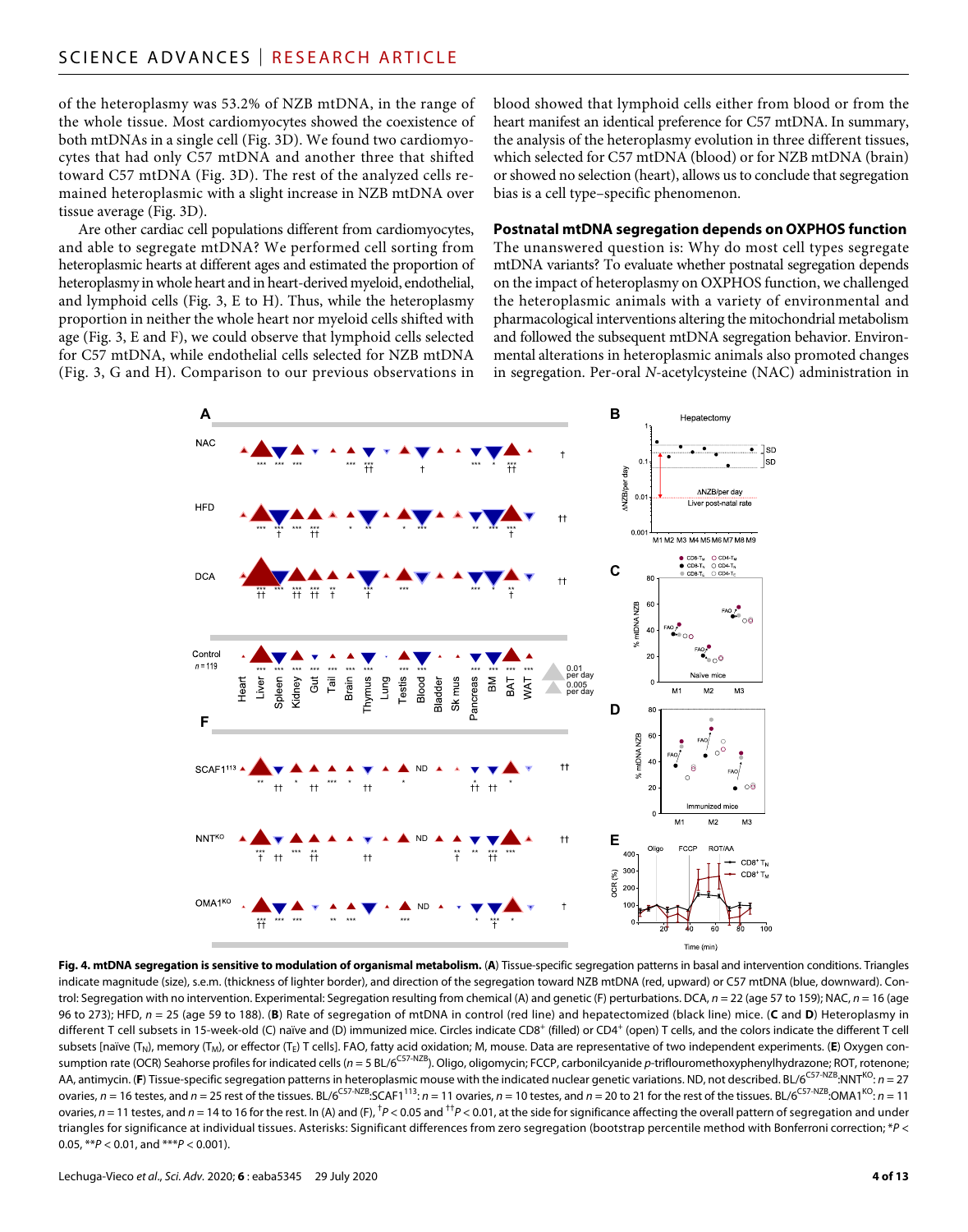of the heteroplasmy was 53.2% of NZB mtDNA, in the range of the whole tissue. Most cardiomyocytes showed the coexistence of both mtDNAs in a single cell (Fig. 3D). We found two cardiomyocytes that had only C57 mtDNA and another three that shifted toward C57 mtDNA (Fig. 3D). The rest of the analyzed cells remained heteroplasmic with a slight increase in NZB mtDNA over tissue average (Fig. 3D).

Are other cardiac cell populations different from cardiomyocytes, and able to segregate mtDNA? We performed cell sorting from heteroplasmic hearts at different ages and estimated the proportion of heteroplasmy in whole heart and in heart-derived myeloid, endothelial, and lymphoid cells (Fig. 3, E to H). Thus, while the heteroplasmy proportion in neither the whole heart nor myeloid cells shifted with age (Fig. 3, E and F), we could observe that lymphoid cells selected for C57 mtDNA, while endothelial cells selected for NZB mtDNA (Fig. 3, G and H). Comparison to our previous observations in blood showed that lymphoid cells either from blood or from the heart manifest an identical preference for C57 mtDNA. In summary, the analysis of the heteroplasmy evolution in three different tissues, which selected for C57 mtDNA (blood) or for NZB mtDNA (brain) or showed no selection (heart), allows us to conclude that segregation bias is a cell type–specific phenomenon.

### Postnatal mtDNA segregation depends on OXPHOS function

The unanswered question is: Why do most cell types segregate mtDNA variants? To evaluate whether postnatal segregation depends on the impact of heteroplasmy on OXPHOS function, we challenged the heteroplasmic animals with a variety of environmental and pharmacological interventions altering the mitochondrial metabolism and followed the subsequent mtDNA segregation behavior. Environmental alterations in heteroplasmic animals also promoted changes in segregation. Per-oral *N*-acetylcysteine (NAC) administration in

**Fig. 4. mtDNA segregation is sensitive to modulation of organismal metabolism.** (**A**) Tissue-specific segregation patterns in basal and intervention conditions. Triangles indicate magnitude (size), s.e.m. (thickness of lighter border), and direction of the segregation toward NZB mtDNA (red, upward) or C57 mtDNA (blue, downward). Control: Segregation with no intervention. Experimental: Segregation resulting from chemical (A) and genetic (F) perturbations. DCA, *n* = 22 (age 57 to 159); NAC, *n* = 16 (age 96 to 273); HFD, *n* = 25 (age 59 to 188). (**B**) Rate of segregation of mtDNA in control (red line) and hepatectomized (black line) mice. (**C** and **D**) Heteroplasmy in different T cell subsets in 15-week-old (C) naïve and (D) immunized mice. Circles indicate $CD8^+$ (filled) or $CD4^+$ (open) T cells, and the colors indicate the different T cell subsets [naïve ($T_N$), memory ($T_M$), or effector ($T_E$) T cells]. FAO, fatty acid oxidation; M, mouse. Data are representative of two independent experiments. (**E**) Oxygen consumption rate (OCR) Seahorse profiles for indicated cells (*n* = 5 BL/$6^{C57\text{-}NZB}$). Oligo, oligomycin; FCCP, carbonilcyanide *p*-triflouromethoxyphenylhydrazone; ROT, rotenone; AA, antimycin. (**F**) Tissue-specific segregation patterns in heteroplasmic mouse with the indicated nuclear genetic variations. ND, not described. BL/$6^{C57\text{-}NZB}$:$NNT^{KO}$: *n* = 27 ovaries, *n* = 16 testes, and *n* = 25 rest of the tissues. BL/$6^{C57\text{-}NZB}$:$SCAF1^{113}$: *n* = 11 ovaries, *n* = 10 testes, and *n* = 20 to 21 for the rest of the tissues. BL/$6^{C57\text{-}NZB}$:$OMA1^{KO}$: *n* = 11 ovaries, *n* = 11 testes, and *n* = 14 to 16 for the rest. In (A) and (F), $^{\dagger}P < 0.05$ and $^{\dagger\dagger}P < 0.01$, at the side for significance affecting the overall pattern of segregation and under triangles for significance at individual tissues. Asterisks: Significant differences from zero segregation (bootstrap percentile method with Bonferroni correction; \**P* < 0.05, \*\**P* < 0.01, and \*\*\**P* < 0.001).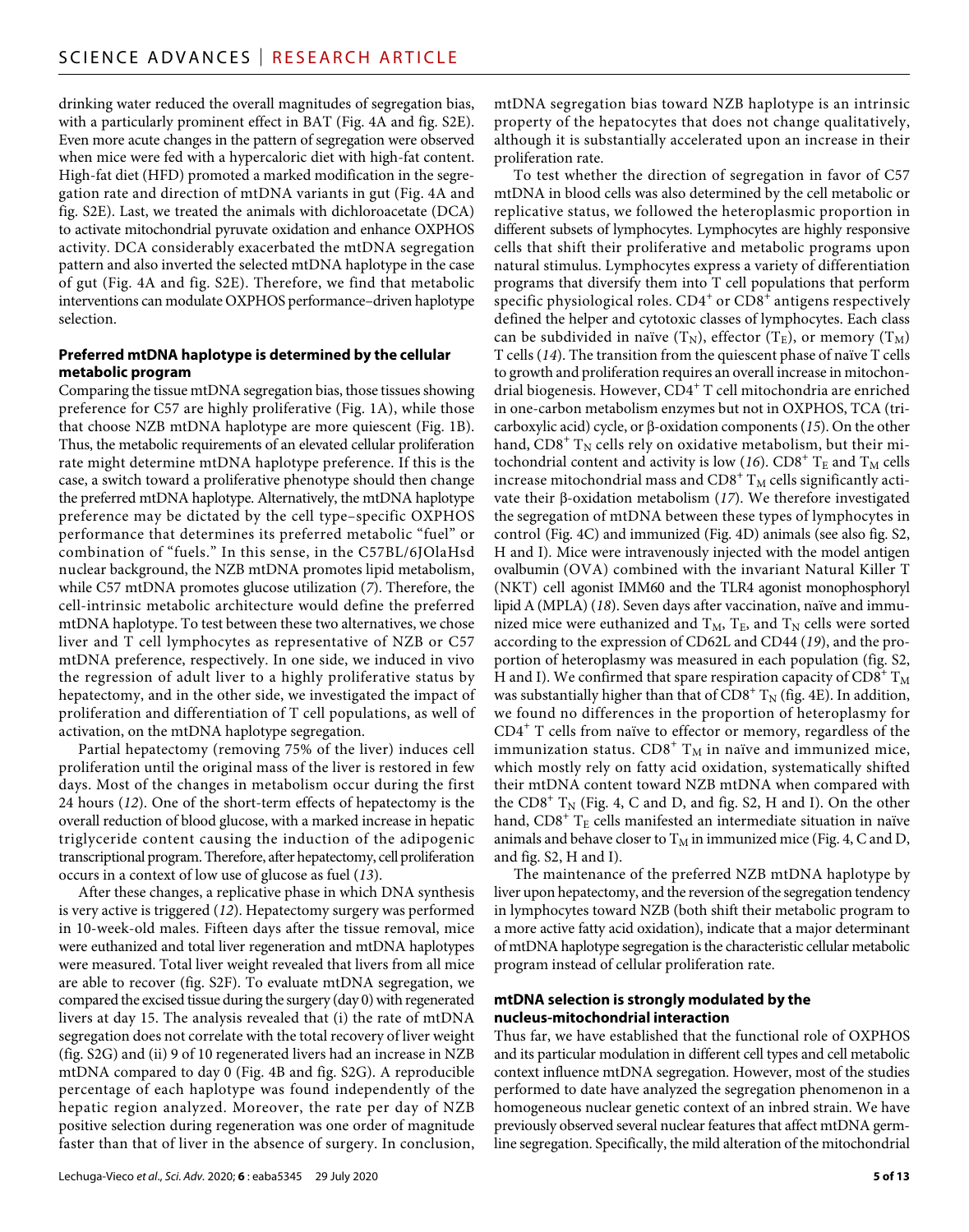drinking water reduced the overall magnitudes of segregation bias, with a particularly prominent effect in BAT (Fig. 4A and fig. S2E). Even more acute changes in the pattern of segregation were observed when mice were fed with a hypercaloric diet with high-fat content. High-fat diet (HFD) promoted a marked modification in the segregation rate and direction of mtDNA variants in gut (Fig. 4A and fig. S2E). Last, we treated the animals with dichloroacetate (DCA) to activate mitochondrial pyruvate oxidation and enhance OXPHOS activity. DCA considerably exacerbated the mtDNA segregation pattern and also inverted the selected mtDNA haplotype in the case of gut (Fig. 4A and fig. S2E). Therefore, we find that metabolic interventions can modulate OXPHOS performance–driven haplotype selection.

### Preferred mtDNA haplotype is determined by the cellular metabolic program

Comparing the tissue mtDNA segregation bias, those tissues showing preference for C57 are highly proliferative (Fig. 1A), while those that choose NZB mtDNA haplotype are more quiescent (Fig. 1B). Thus, the metabolic requirements of an elevated cellular proliferation rate might determine mtDNA haplotype preference. If this is the case, a switch toward a proliferative phenotype should then change the preferred mtDNA haplotype. Alternatively, the mtDNA haplotype preference may be dictated by the cell type–specific OXPHOS performance that determines its preferred metabolic "fuel" or combination of "fuels." In this sense, in the C57BL/6JOlaHsd nuclear background, the NZB mtDNA promotes lipid metabolism, while C57 mtDNA promotes glucose utilization (*7*). Therefore, the cell-intrinsic metabolic architecture would define the preferred mtDNA haplotype. To test between these two alternatives, we chose liver and T cell lymphocytes as representative of NZB or C57 mtDNA preference, respectively. In one side, we induced in vivo the regression of adult liver to a highly proliferative status by hepatectomy, and in the other side, we investigated the impact of proliferation and differentiation of T cell populations, as well of activation, on the mtDNA haplotype segregation.

Partial hepatectomy (removing 75% of the liver) induces cell proliferation until the original mass of the liver is restored in few days. Most of the changes in metabolism occur during the first 24 hours (*12*). One of the short-term effects of hepatectomy is the overall reduction of blood glucose, with a marked increase in hepatic triglyceride content causing the induction of the adipogenic transcriptional program. Therefore, after hepatectomy, cell proliferation occurs in a context of low use of glucose as fuel (*13*).

After these changes, a replicative phase in which DNA synthesis is very active is triggered (*12*). Hepatectomy surgery was performed in 10-week-old males. Fifteen days after the tissue removal, mice were euthanized and total liver regeneration and mtDNA haplotypes were measured. Total liver weight revealed that livers from all mice are able to recover (fig. S2F). To evaluate mtDNA segregation, we compared the excised tissue during the surgery (day 0) with regenerated livers at day 15. The analysis revealed that (i) the rate of mtDNA segregation does not correlate with the total recovery of liver weight (fig. S2G) and (ii) 9 of 10 regenerated livers had an increase in NZB mtDNA compared to day 0 (Fig. 4B and fig. S2G). A reproducible percentage of each haplotype was found independently of the hepatic region analyzed. Moreover, the rate per day of NZB positive selection during regeneration was one order of magnitude faster than that of liver in the absence of surgery. In conclusion, mtDNA segregation bias toward NZB haplotype is an intrinsic property of the hepatocytes that does not change qualitatively, although it is substantially accelerated upon an increase in their proliferation rate.

To test whether the direction of segregation in favor of C57 mtDNA in blood cells was also determined by the cell metabolic or replicative status, we followed the heteroplasmic proportion in different subsets of lymphocytes. Lymphocytes are highly responsive cells that shift their proliferative and metabolic programs upon natural stimulus. Lymphocytes express a variety of differentiation programs that diversify them into T cell populations that perform specific physiological roles. $CD4^+$ or $CD8^+$ antigens respectively defined the helper and cytotoxic classes of lymphocytes. Each class can be subdivided in naïve ($T_N$), effector ($T_E$), or memory ($T_M$) T cells (*14*). The transition from the quiescent phase of naïve T cells to growth and proliferation requires an overall increase in mitochondrial biogenesis. However, $CD4^+$ T cell mitochondria are enriched in one-carbon metabolism enzymes but not in OXPHOS, TCA (tricarboxylic acid) cycle, or β-oxidation components (*15*). On the other hand, $CD8^+$ $T_N$ cells rely on oxidative metabolism, but their mitochondrial content and activity is low (*16*). $CD8^+$ $T_E$ and $T_M$ cells increase mitochondrial mass and $CD8^+$ $T_M$ cells significantly activate their β-oxidation metabolism (*17*). We therefore investigated the segregation of mtDNA between these types of lymphocytes in control (Fig. 4C) and immunized (Fig. 4D) animals (see also fig. S2, H and I). Mice were intravenously injected with the model antigen ovalbumin (OVA) combined with the invariant Natural Killer T (NKT) cell agonist IMM60 and the TLR4 agonist monophosphoryl lipid A (MPLA) (*18*). Seven days after vaccination, naïve and immunized mice were euthanized and $T_M$, $T_E$, and $T_N$ cells were sorted according to the expression of CD62L and CD44 (*19*), and the proportion of heteroplasmy was measured in each population (fig. S2, H and I). We confirmed that spare respiration capacity of $CD8^+$ $T_M$ was substantially higher than that of $CD8^+$ $T_N$ (fig. 4E). In addition, we found no differences in the proportion of heteroplasmy for $CD4^+$ T cells from naïve to effector or memory, regardless of the immunization status. $CD8^+$ $T_M$ in naïve and immunized mice, which mostly rely on fatty acid oxidation, systematically shifted their mtDNA content toward NZB mtDNA when compared with the $CD8^+$ $T_N$ (Fig. 4, C and D, and fig. S2, H and I). On the other hand, $CD8^+$ $T_E$ cells manifested an intermediate situation in naïve animals and behave closer to $T_M$ in immunized mice (Fig. 4, C and D, and fig. S2, H and I).

The maintenance of the preferred NZB mtDNA haplotype by liver upon hepatectomy, and the reversion of the segregation tendency in lymphocytes toward NZB (both shift their metabolic program to a more active fatty acid oxidation), indicate that a major determinant of mtDNA haplotype segregation is the characteristic cellular metabolic program instead of cellular proliferation rate.

### mtDNA selection is strongly modulated by the nucleus-mitochondrial interaction

Thus far, we have established that the functional role of OXPHOS and its particular modulation in different cell types and cell metabolic context influence mtDNA segregation. However, most of the studies performed to date have analyzed the segregation phenomenon in a homogeneous nuclear genetic context of an inbred strain. We have previously observed several nuclear features that affect mtDNA germline segregation. Specifically, the mild alteration of the mitochondrial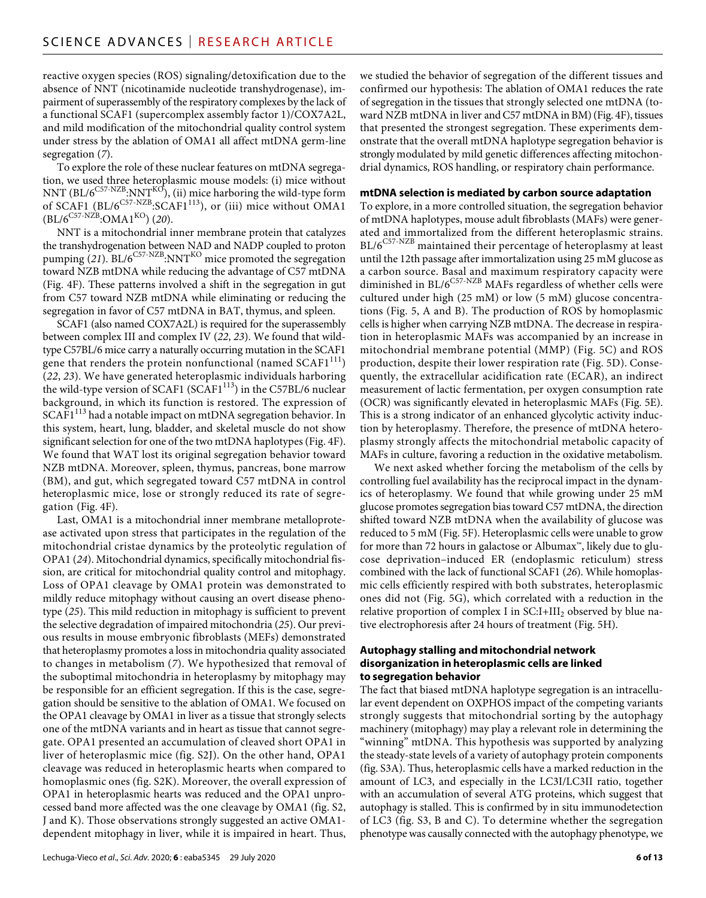reactive oxygen species (ROS) signaling/detoxification due to the absence of NNT (nicotinamide nucleotide transhydrogenase), impairment of superassembly of the respiratory complexes by the lack of a functional SCAF1 (supercomplex assembly factor 1)/COX7A2L, and mild modification of the mitochondrial quality control system under stress by the ablation of OMA1 all affect mtDNA germ-line segregation (*7*).

To explore the role of these nuclear features on mtDNA segregation, we used three heteroplasmic mouse models: (i) mice without NNT ($BL/6^{C57\text{-}NZB}$:$NNT^{KO}$), (ii) mice harboring the wild-type form of SCAF1 ($BL/6^{C57\text{-}NZB}$:$SCAF1^{113}$), or (iii) mice without OMA1 ($BL/6^{C57\text{-}NZB}$:$OMA1^{KO}$) (*20*).

NNT is a mitochondrial inner membrane protein that catalyzes the transhydrogenation between NAD and NADP coupled to proton pumping (*21*). $BL/6^{C57\text{-}NZB}$:$NNT^{KO}$ mice promoted the segregation toward NZB mtDNA while reducing the advantage of C57 mtDNA (Fig. 4F). These patterns involved a shift in the segregation in gut from C57 toward NZB mtDNA while eliminating or reducing the segregation in favor of C57 mtDNA in BAT, thymus, and spleen.

SCAF1 (also named COX7A2L) is required for the superassembly between complex III and complex IV (*22*, *23*). We found that wild-type C57BL/6 mice carry a naturally occurring mutation in the SCAF1 gene that renders the protein nonfunctional (named $SCAF1^{111}$) (*22*, *23*). We have generated heteroplasmic individuals harboring the wild-type version of SCAF1 ($SCAF1^{113}$) in the C57BL/6 nuclear background, in which its function is restored. The expression of $SCAF1^{113}$ had a notable impact on mtDNA segregation behavior. In this system, heart, lung, bladder, and skeletal muscle do not show significant selection for one of the two mtDNA haplotypes (Fig. 4F). We found that WAT lost its original segregation behavior toward NZB mtDNA. Moreover, spleen, thymus, pancreas, bone marrow (BM), and gut, which segregated toward C57 mtDNA in control heteroplasmic mice, lose or strongly reduced its rate of segregation (Fig. 4F).

Last, OMA1 is a mitochondrial inner membrane metalloprotease activated upon stress that participates in the regulation of the mitochondrial cristae dynamics by the proteolytic regulation of OPA1 (*24*). Mitochondrial dynamics, specifically mitochondrial fission, are critical for mitochondrial quality control and mitophagy. Loss of OPA1 cleavage by OMA1 protein was demonstrated to mildly reduce mitophagy without causing an overt disease phenotype (*25*). This mild reduction in mitophagy is sufficient to prevent the selective degradation of impaired mitochondria (*25*). Our previous results in mouse embryonic fibroblasts (MEFs) demonstrated that heteroplasmy promotes a loss in mitochondria quality associated to changes in metabolism (*7*). We hypothesized that removal of the suboptimal mitochondria in heteroplasmy by mitophagy may be responsible for an efficient segregation. If this is the case, segregation should be sensitive to the ablation of OMA1. We focused on the OPA1 cleavage by OMA1 in liver as a tissue that strongly selects one of the mtDNA variants and in heart as tissue that cannot segregate. OPA1 presented an accumulation of cleaved short OPA1 in liver of heteroplasmic mice (fig. S2J). On the other hand, OPA1 cleavage was reduced in heteroplasmic hearts when compared to homoplasmic ones (fig. S2K). Moreover, the overall expression of OPA1 in heteroplasmic hearts was reduced and the OPA1 unprocessed band more affected was the one cleavage by OMA1 (fig. S2, J and K). Those observations strongly suggested an active OMA1-dependent mitophagy in liver, while it is impaired in heart. Thus, we studied the behavior of segregation of the different tissues and confirmed our hypothesis: The ablation of OMA1 reduces the rate of segregation in the tissues that strongly selected one mtDNA (toward NZB mtDNA in liver and C57 mtDNA in BM) (Fig. 4F), tissues that presented the strongest segregation. These experiments demonstrate that the overall mtDNA haplotype segregation behavior is strongly modulated by mild genetic differences affecting mitochondrial dynamics, ROS handling, or respiratory chain performance.

### mtDNA selection is mediated by carbon source adaptation

To explore, in a more controlled situation, the segregation behavior of mtDNA haplotypes, mouse adult fibroblasts (MAFs) were generated and immortalized from the different heteroplasmic strains. $BL/6^{C57\text{-}NZB}$ maintained their percentage of heteroplasmy at least until the 12th passage after immortalization using 25 mM glucose as a carbon source. Basal and maximum respiratory capacity were diminished in $BL/6^{C57\text{-}NZB}$ MAFs regardless of whether cells were cultured under high (25 mM) or low (5 mM) glucose concentrations (Fig. 5, A and B). The production of ROS by homoplasmic cells is higher when carrying NZB mtDNA. The decrease in respiration in heteroplasmic MAFs was accompanied by an increase in mitochondrial membrane potential (MMP) (Fig. 5C) and ROS production, despite their lower respiration rate (Fig. 5D). Consequently, the extracellular acidification rate (ECAR), an indirect measurement of lactic fermentation, per oxygen consumption rate (OCR) was significantly elevated in heteroplasmic MAFs (Fig. 5E). This is a strong indicator of an enhanced glycolytic activity induction by heteroplasmy. Therefore, the presence of mtDNA heteroplasmy strongly affects the mitochondrial metabolic capacity of MAFs in culture, favoring a reduction in the oxidative metabolism.

We next asked whether forcing the metabolism of the cells by controlling fuel availability has the reciprocal impact in the dynamics of heteroplasmy. We found that while growing under 25 mM glucose promotes segregation bias toward C57 mtDNA, the direction shifted toward NZB mtDNA when the availability of glucose was reduced to 5 mM (Fig. 5F). Heteroplasmic cells were unable to grow for more than 72 hours in galactose or Albumax™, likely due to glucose deprivation–induced ER (endoplasmic reticulum) stress combined with the lack of functional SCAF1 (*26*). While homoplasmic cells efficiently respired with both substrates, heteroplasmic ones did not (Fig. 5G), which correlated with a reduction in the relative proportion of complex I in $SC{:}I{+}III_2$ observed by blue native electrophoresis after 24 hours of treatment (Fig. 5H).

### Autophagy stalling and mitochondrial network disorganization in heteroplasmic cells are linked to segregation behavior

The fact that biased mtDNA haplotype segregation is an intracellular event dependent on OXPHOS impact of the competing variants strongly suggests that mitochondrial sorting by the autophagy machinery (mitophagy) may play a relevant role in determining the "winning" mtDNA. This hypothesis was supported by analyzing the steady-state levels of a variety of autophagy protein components (fig. S3A). Thus, heteroplasmic cells have a marked reduction in the amount of LC3, and especially in the LC3I/LC3II ratio, together with an accumulation of several ATG proteins, which suggest that autophagy is stalled. This is confirmed by in situ immunodetection of LC3 (fig. S3, B and C). To determine whether the segregation phenotype was causally connected with the autophagy phenotype, we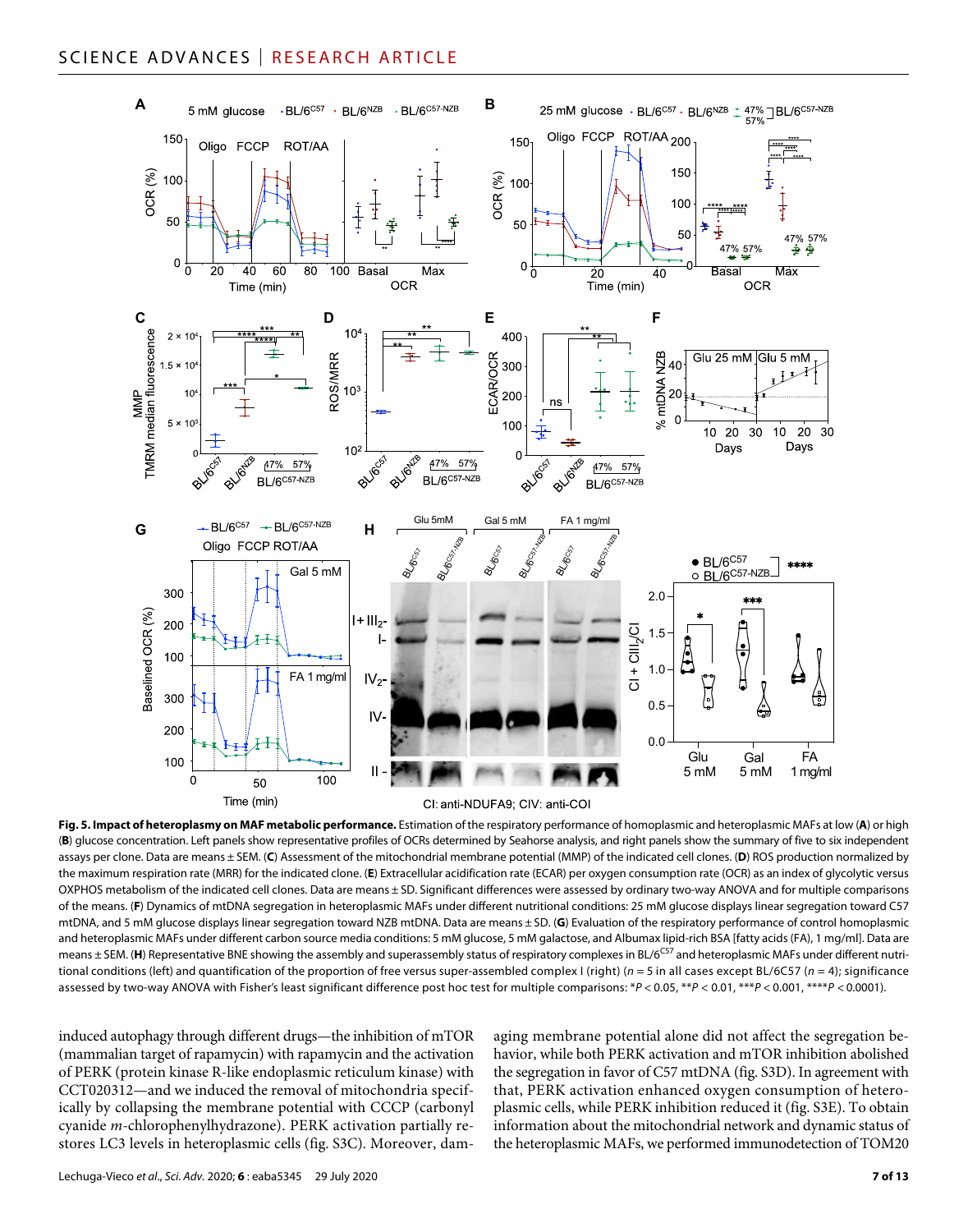**Fig. 5. Impact of heteroplasmy on MAF metabolic performance.** Estimation of the respiratory performance of homoplasmic and heteroplasmic MAFs at low (**A**) or high (**B**) glucose concentration. Left panels show representative profiles of OCRs determined by Seahorse analysis, and right panels show the summary of five to six independent assays per clone. Data are means ± SEM. (**C**) Assessment of the mitochondrial membrane potential (MMP) of the indicated cell clones. (**D**) ROS production normalized by the maximum respiration rate (MRR) for the indicated clone. (**E**) Extracellular acidification rate (ECAR) per oxygen consumption rate (OCR) as an index of glycolytic versus OXPHOS metabolism of the indicated cell clones. Data are means ± SD. Significant differences were assessed by ordinary two-way ANOVA and for multiple comparisons of the means. (**F**) Dynamics of mtDNA segregation in heteroplasmic MAFs under different nutritional conditions: 25 mM glucose displays linear segregation toward C57 mtDNA, and 5 mM glucose displays linear segregation toward NZB mtDNA. Data are means ± SD. (**G**) Evaluation of the respiratory performance of control homoplasmic and heteroplasmic MAFs under different carbon source media conditions: 5 mM glucose, 5 mM galactose, and Albumax lipid-rich BSA [fatty acids (FA), 1 mg/ml]. Data are means ± SEM. (**H**) Representative BNE showing the assembly and superassembly status of respiratory complexes in BL/6$^{C57}$ and heteroplasmic MAFs under different nutritional conditions (left) and quantification of the proportion of free versus super-assembled complex I (right) ($n$ = 5 in all cases except BL/6C57 ($n$ = 4); significance assessed by two-way ANOVA with Fisher's least significant difference post hoc test for multiple comparisons: $^*P < 0.05$, $^{**}P < 0.01$, $^{***}P < 0.001$, $^{****}P < 0.0001$).

induced autophagy through different drugs—the inhibition of mTOR (mammalian target of rapamycin) with rapamycin and the activation of PERK (protein kinase R-like endoplasmic reticulum kinase) with CCT020312—and we induced the removal of mitochondria specifically by collapsing the membrane potential with CCCP (carbonyl cyanide *m*-chlorophenylhydrazone). PERK activation partially restores LC3 levels in heteroplasmic cells (fig. S3C). Moreover, damaging membrane potential alone did not affect the segregation behavior, while both PERK activation and mTOR inhibition abolished the segregation in favor of C57 mtDNA (fig. S3D). In agreement with that, PERK activation enhanced oxygen consumption of heteroplasmic cells, while PERK inhibition reduced it (fig. S3E). To obtain information about the mitochondrial network and dynamic status of the heteroplasmic MAFs, we performed immunodetection of TOM20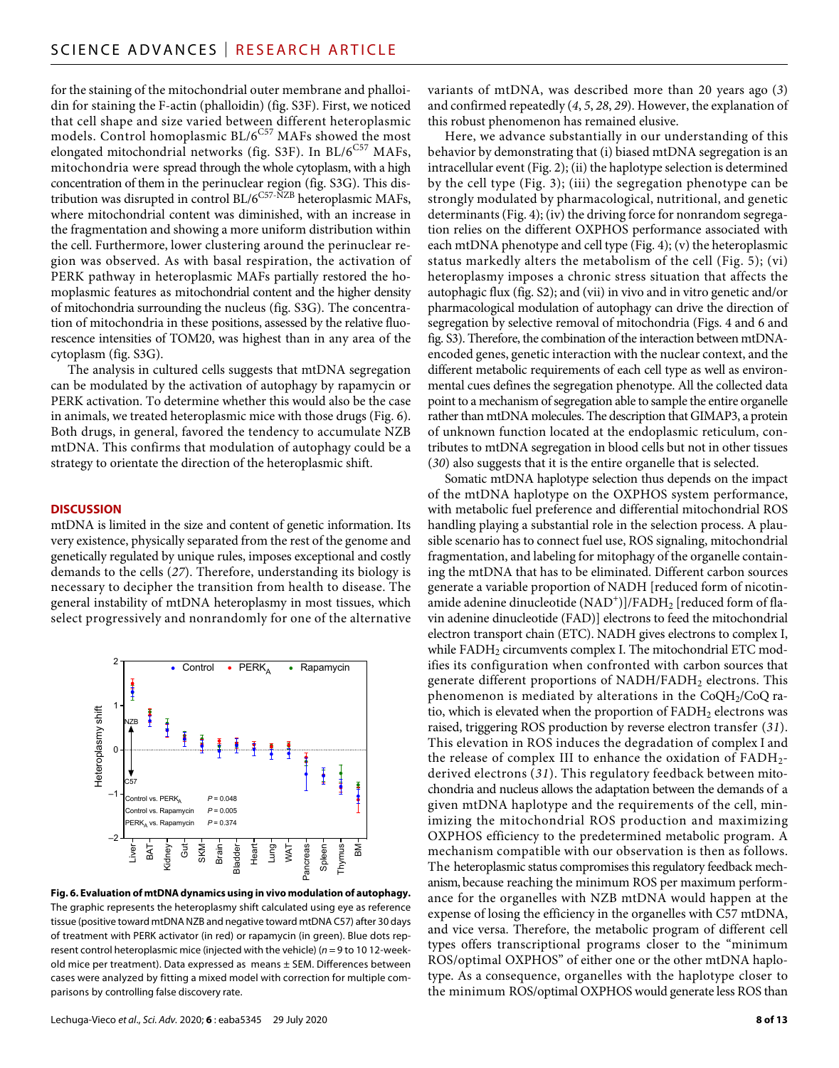for the staining of the mitochondrial outer membrane and phalloidin for staining the F-actin (phalloidin) (fig. S3F). First, we noticed that cell shape and size varied between different heteroplasmic models. Control homoplasmic BL/$6^{C57}$ MAFs showed the most elongated mitochondrial networks (fig. S3F). In BL/$6^{C57}$ MAFs, mitochondria were spread through the whole cytoplasm, with a high concentration of them in the perinuclear region (fig. S3G). This distribution was disrupted in control BL/$6^{C57\text{-}NZB}$ heteroplasmic MAFs, where mitochondrial content was diminished, with an increase in the fragmentation and showing a more uniform distribution within the cell. Furthermore, lower clustering around the perinuclear region was observed. As with basal respiration, the activation of PERK pathway in heteroplasmic MAFs partially restored the homoplasmic features as mitochondrial content and the higher density of mitochondria surrounding the nucleus (fig. S3G). The concentration of mitochondria in these positions, assessed by the relative fluorescence intensities of TOM20, was highest than in any area of the cytoplasm (fig. S3G).

The analysis in cultured cells suggests that mtDNA segregation can be modulated by the activation of autophagy by rapamycin or PERK activation. To determine whether this would also be the case in animals, we treated heteroplasmic mice with those drugs (Fig. 6). Both drugs, in general, favored the tendency to accumulate NZB mtDNA. This confirms that modulation of autophagy could be a strategy to orientate the direction of the heteroplasmic shift.

## DISCUSSION

mtDNA is limited in the size and content of genetic information. Its very existence, physically separated from the rest of the genome and genetically regulated by unique rules, imposes exceptional and costly demands to the cells (*27*). Therefore, understanding its biology is necessary to decipher the transition from health to disease. The general instability of mtDNA heteroplasmy in most tissues, which select progressively and nonrandomly for one of the alternative variants of mtDNA, was described more than 20 years ago (*3*) and confirmed repeatedly (*4*, *5*, *28*, *29*). However, the explanation of this robust phenomenon has remained elusive.

Here, we advance substantially in our understanding of this behavior by demonstrating that (i) biased mtDNA segregation is an intracellular event (Fig. 2); (ii) the haplotype selection is determined by the cell type (Fig. 3); (iii) the segregation phenotype can be strongly modulated by pharmacological, nutritional, and genetic determinants (Fig. 4); (iv) the driving force for nonrandom segregation relies on the different OXPHOS performance associated with each mtDNA phenotype and cell type (Fig. 4); (v) the heteroplasmic status markedly alters the metabolism of the cell (Fig. 5); (vi) heteroplasmy imposes a chronic stress situation that affects the autophagic flux (fig. S2); and (vii) in vivo and in vitro genetic and/or pharmacological modulation of autophagy can drive the direction of segregation by selective removal of mitochondria (Figs. 4 and 6 and fig. S3). Therefore, the combination of the interaction between mtDNA-encoded genes, genetic interaction with the nuclear context, and the different metabolic requirements of each cell type as well as environmental cues defines the segregation phenotype. All the collected data point to a mechanism of segregation able to sample the entire organelle rather than mtDNA molecules. The description that GIMAP3, a protein of unknown function located at the endoplasmic reticulum, contributes to mtDNA segregation in blood cells but not in other tissues (*30*) also suggests that it is the entire organelle that is selected.

Somatic mtDNA haplotype selection thus depends on the impact of the mtDNA haplotype on the OXPHOS system performance, with metabolic fuel preference and differential mitochondrial ROS handling playing a substantial role in the selection process. A plausible scenario has to connect fuel use, ROS signaling, mitochondrial fragmentation, and labeling for mitophagy of the organelle containing the mtDNA that has to be eliminated. Different carbon sources generate a variable proportion of NADH [reduced form of nicotinamide adenine dinucleotide ($NAD^+$)]/$FADH_2$ [reduced form of flavin adenine dinucleotide (FAD)] electrons to feed the mitochondrial electron transport chain (ETC). NADH gives electrons to complex I, while $FADH_2$ circumvents complex I. The mitochondrial ETC modifies its configuration when confronted with carbon sources that generate different proportions of NADH/$FADH_2$ electrons. This phenomenon is mediated by alterations in the $CoQH_2$/CoQ ratio, which is elevated when the proportion of $FADH_2$ electrons was raised, triggering ROS production by reverse electron transfer (*31*). This elevation in ROS induces the degradation of complex I and the release of complex III to enhance the oxidation of $FADH_2$-derived electrons (*31*). This regulatory feedback between mitochondria and nucleus allows the adaptation between the demands of a given mtDNA haplotype and the requirements of the cell, minimizing the mitochondrial ROS production and maximizing OXPHOS efficiency to the predetermined metabolic program. A mechanism compatible with our observation is then as follows. The heteroplasmic status compromises this regulatory feedback mechanism, because reaching the minimum ROS per maximum performance for the organelles with NZB mtDNA would happen at the expense of losing the efficiency in the organelles with C57 mtDNA, and vice versa. Therefore, the metabolic program of different cell types offers transcriptional programs closer to the "minimum ROS/optimal OXPHOS" of either one or the other mtDNA haplotype. As a consequence, organelles with the haplotype closer to the minimum ROS/optimal OXPHOS would generate less ROS than

**Fig. 6. Evaluation of mtDNA dynamics using in vivo modulation of autophagy.** The graphic represents the heteroplasmy shift calculated using eye as reference tissue (positive toward mtDNA NZB and negative toward mtDNA C57) after 30 days of treatment with PERK activator (in red) or rapamycin (in green). Blue dots represent control heteroplasmic mice (injected with the vehicle) ($n = 9$ to 10 12-week-old mice per treatment). Data expressed as means ± SEM. Differences between cases were analyzed by fitting a mixed model with correction for multiple comparisons by controlling false discovery rate.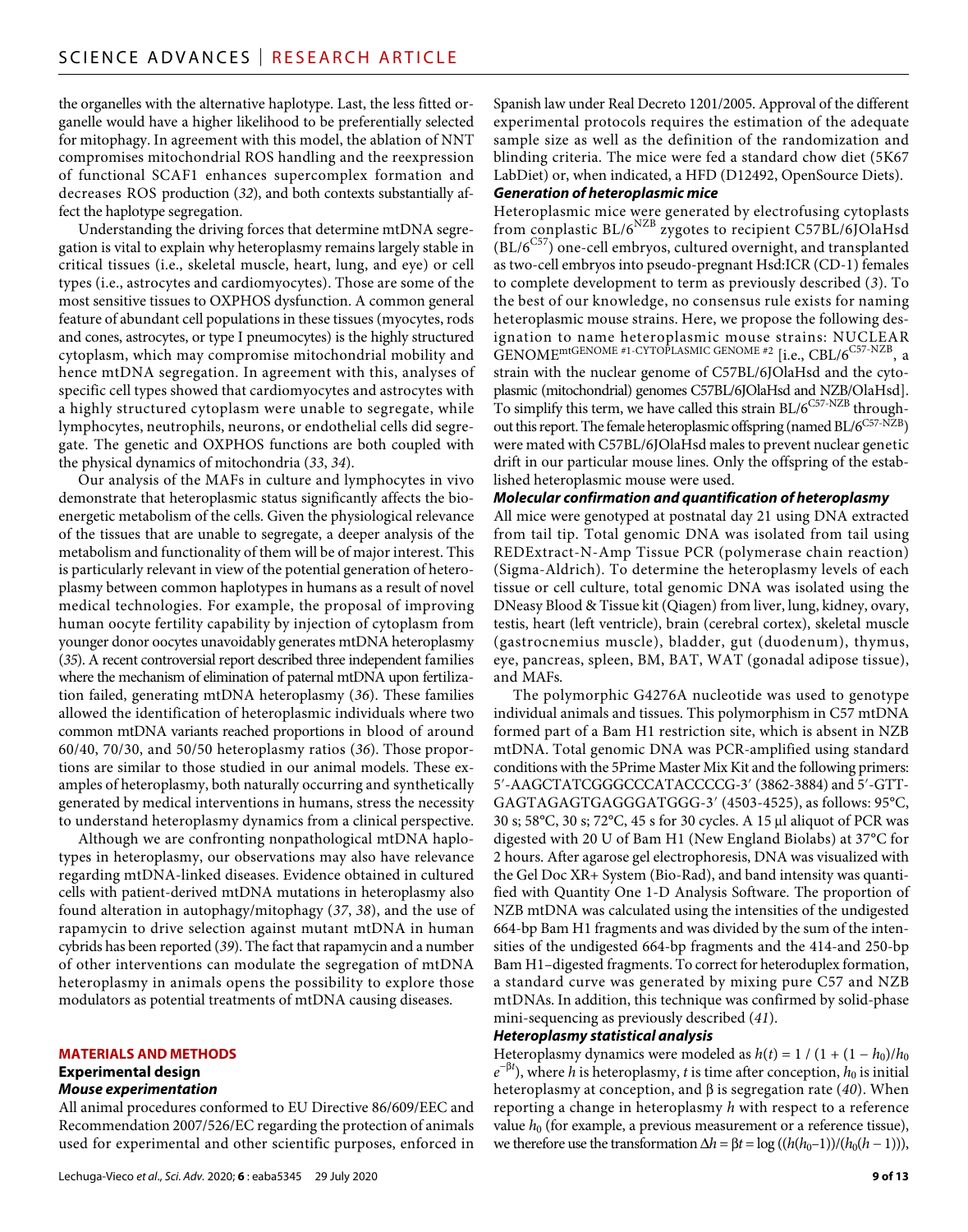the organelles with the alternative haplotype. Last, the less fitted organelle would have a higher likelihood to be preferentially selected for mitophagy. In agreement with this model, the ablation of NNT compromises mitochondrial ROS handling and the reexpression of functional SCAF1 enhances supercomplex formation and decreases ROS production (32), and both contexts substantially affect the haplotype segregation.

Understanding the driving forces that determine mtDNA segregation is vital to explain why heteroplasmy remains largely stable in critical tissues (i.e., skeletal muscle, heart, lung, and eye) or cell types (i.e., astrocytes and cardiomyocytes). Those are some of the most sensitive tissues to OXPHOS dysfunction. A common general feature of abundant cell populations in these tissues (myocytes, rods and cones, astrocytes, or type I pneumocytes) is the highly structured cytoplasm, which may compromise mitochondrial mobility and hence mtDNA segregation. In agreement with this, analyses of specific cell types showed that cardiomyocytes and astrocytes with a highly structured cytoplasm were unable to segregate, while lymphocytes, neutrophils, neurons, or endothelial cells did segregate. The genetic and OXPHOS functions are both coupled with the physical dynamics of mitochondria (33, 34).

Our analysis of the MAFs in culture and lymphocytes in vivo demonstrate that heteroplasmic status significantly affects the bioenergetic metabolism of the cells. Given the physiological relevance of the tissues that are unable to segregate, a deeper analysis of the metabolism and functionality of them will be of major interest. This is particularly relevant in view of the potential generation of heteroplasmy between common haplotypes in humans as a result of novel medical technologies. For example, the proposal of improving human oocyte fertility capability by injection of cytoplasm from younger donor oocytes unavoidably generates mtDNA heteroplasmy (35). A recent controversial report described three independent families where the mechanism of elimination of paternal mtDNA upon fertilization failed, generating mtDNA heteroplasmy (36). These families allowed the identification of heteroplasmic individuals where two common mtDNA variants reached proportions in blood of around 60/40, 70/30, and 50/50 heteroplasmy ratios (36). Those proportions are similar to those studied in our animal models. These examples of heteroplasmy, both naturally occurring and synthetically generated by medical interventions in humans, stress the necessity to understand heteroplasmy dynamics from a clinical perspective.

Although we are confronting nonpathological mtDNA haplotypes in heteroplasmy, our observations may also have relevance regarding mtDNA-linked diseases. Evidence obtained in cultured cells with patient-derived mtDNA mutations in heteroplasmy also found alteration in autophagy/mitophagy (37, 38), and the use of rapamycin to drive selection against mutant mtDNA in human cybrids has been reported (39). The fact that rapamycin and a number of other interventions can modulate the segregation of mtDNA heteroplasmy in animals opens the possibility to explore those modulators as potential treatments of mtDNA causing diseases.

## MATERIALS AND METHODS

### Experimental design

#### *Mouse experimentation*

All animal procedures conformed to EU Directive 86/609/EEC and Recommendation 2007/526/EC regarding the protection of animals used for experimental and other scientific purposes, enforced in Spanish law under Real Decreto 1201/2005. Approval of the different experimental protocols requires the estimation of the adequate sample size as well as the definition of the randomization and blinding criteria. The mice were fed a standard chow diet (5K67 LabDiet) or, when indicated, a HFD (D12492, OpenSource Diets).

#### *Generation of heteroplasmic mice*

Heteroplasmic mice were generated by electrofusing cytoplasts from conplastic BL/6$^{NZB}$ zygotes to recipient C57BL/6JOlaHsd (BL/6$^{C57}$) one-cell embryos, cultured overnight, and transplanted as two-cell embryos into pseudo-pregnant Hsd:ICR (CD-1) females to complete development to term as previously described (3). To the best of our knowledge, no consensus rule exists for naming heteroplasmic mouse strains. Here, we propose the following designation to name heteroplasmic mouse strains: NUCLEAR GENOME$^{\text{mtGENOME \#1-CYTOPLASMIC GENOME \#2}}$ [i.e., CBL/6$^{C57\text{-}NZB}$, a strain with the nuclear genome of C57BL/6JOlaHsd and the cytoplasmic (mitochondrial) genomes C57BL/6JOlaHsd and NZB/OlaHsd]. To simplify this term, we have called this strain BL/6$^{C57\text{-}NZB}$ throughout this report. The female heteroplasmic offspring (named BL/6$^{C57\text{-}NZB}$) were mated with C57BL/6JOlaHsd males to prevent nuclear genetic drift in our particular mouse lines. Only the offspring of the established heteroplasmic mouse were used.

#### *Molecular confirmation and quantification of heteroplasmy*

All mice were genotyped at postnatal day 21 using DNA extracted from tail tip. Total genomic DNA was isolated from tail using REDExtract-N-Amp Tissue PCR (polymerase chain reaction) (Sigma-Aldrich). To determine the heteroplasmy levels of each tissue or cell culture, total genomic DNA was isolated using the DNeasy Blood & Tissue kit (Qiagen) from liver, lung, kidney, ovary, testis, heart (left ventricle), brain (cerebral cortex), skeletal muscle (gastrocnemius muscle), bladder, gut (duodenum), thymus, eye, pancreas, spleen, BM, BAT, WAT (gonadal adipose tissue), and MAFs.

The polymorphic G4276A nucleotide was used to genotype individual animals and tissues. This polymorphism in C57 mtDNA formed part of a Bam H1 restriction site, which is absent in NZB mtDNA. Total genomic DNA was PCR-amplified using standard conditions with the 5Prime Master Mix Kit and the following primers: 5′-AAGCTATCGGGCCCATACCCCG-3′ (3862-3884) and 5′-GTTGAGTAGAGTGAGGGATGGG-3′ (4503-4525), as follows: 95°C, 30 s; 58°C, 30 s; 72°C, 45 s for 30 cycles. A 15 μl aliquot of PCR was digested with 20 U of Bam H1 (New England Biolabs) at 37°C for 2 hours. After agarose gel electrophoresis, DNA was visualized with the Gel Doc XR+ System (Bio-Rad), and band intensity was quantified with Quantity One 1-D Analysis Software. The proportion of NZB mtDNA was calculated using the intensities of the undigested 664-bp Bam H1 fragments and was divided by the sum of the intensities of the undigested 664-bp fragments and the 414-and 250-bp Bam H1–digested fragments. To correct for heteroduplex formation, a standard curve was generated by mixing pure C57 and NZB mtDNAs. In addition, this technique was confirmed by solid-phase mini-sequencing as previously described (41).

#### *Heteroplasmy statistical analysis*

Heteroplasmy dynamics were modeled as $h(t) = 1 / (1 + (1 - h_0)/h_0\, e^{-\beta t})$, where $h$ is heteroplasmy, $t$ is time after conception, $h_0$ is initial heteroplasmy at conception, and β is segregation rate (40). When reporting a change in heteroplasmy $h$ with respect to a reference value $h_0$ (for example, a previous measurement or a reference tissue), we therefore use the transformation $\Delta h = \beta t = \log((h(h_0{-}1))/(h_0(h-1)))$,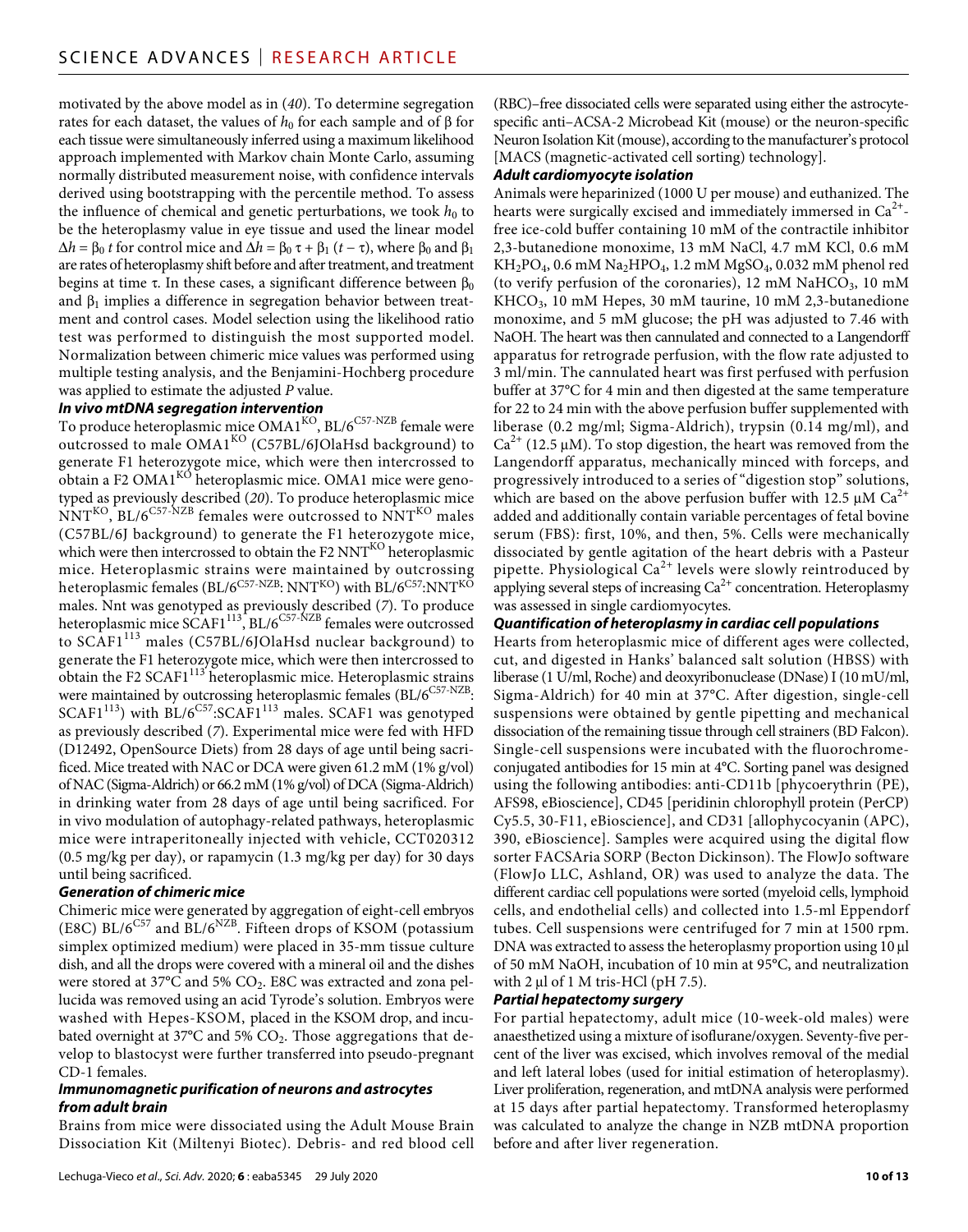motivated by the above model as in (40). To determine segregation rates for each dataset, the values of $h_0$ for each sample and of β for each tissue were simultaneously inferred using a maximum likelihood approach implemented with Markov chain Monte Carlo, assuming normally distributed measurement noise, with confidence intervals derived using bootstrapping with the percentile method. To assess the influence of chemical and genetic perturbations, we took $h_0$ to be the heteroplasmy value in eye tissue and used the linear model $\Delta h = \beta_0 t$ for control mice and $\Delta h = \beta_0 \tau + \beta_1 (t - \tau)$, where $\beta_0$ and $\beta_1$ are rates of heteroplasmy shift before and after treatment, and treatment begins at time τ. In these cases, a significant difference between $\beta_0$ and $\beta_1$ implies a difference in segregation behavior between treatment and control cases. Model selection using the likelihood ratio test was performed to distinguish the most supported model. Normalization between chimeric mice values was performed using multiple testing analysis, and the Benjamini-Hochberg procedure was applied to estimate the adjusted *P* value.

### In vivo mtDNA segregation intervention

To produce heteroplasmic mice $OMA1^{KO}$, $BL/6^{C57\text{-}NZB}$ female were outcrossed to male $OMA1^{KO}$ (C57BL/6JOlaHsd background) to generate F1 heterozygote mice, which were then intercrossed to obtain a F2 $OMA1^{KO}$ heteroplasmic mice. OMA1 mice were genotyped as previously described (20). To produce heteroplasmic mice $NNT^{KO}$, $BL/6^{C57\text{-}NZB}$ females were outcrossed to $NNT^{KO}$ males (C57BL/6J background) to generate the F1 heterozygote mice, which were then intercrossed to obtain the F2 $NNT^{KO}$ heteroplasmic mice. Heteroplasmic strains were maintained by outcrossing heteroplasmic females ($BL/6^{C57\text{-}NZB}$: $NNT^{KO}$) with $BL/6^{C57}$:$NNT^{KO}$ males. Nnt was genotyped as previously described (7). To produce heteroplasmic mice $SCAF1^{113}$, $BL/6^{C57\text{-}NZB}$ females were outcrossed to $SCAF1^{113}$ males (C57BL/6JOlaHsd nuclear background) to generate the F1 heterozygote mice, which were then intercrossed to obtain the F2 $SCAF1^{113}$ heteroplasmic mice. Heteroplasmic strains were maintained by outcrossing heteroplasmic females ($BL/6^{C57\text{-}NZB}$: $SCAF1^{113}$) with $BL/6^{C57}$:$SCAF1^{113}$ males. SCAF1 was genotyped as previously described (7). Experimental mice were fed with HFD (D12492, OpenSource Diets) from 28 days of age until being sacrificed. Mice treated with NAC or DCA were given 61.2 mM (1% g/vol) of NAC (Sigma-Aldrich) or 66.2 mM (1% g/vol) of DCA (Sigma-Aldrich) in drinking water from 28 days of age until being sacrificed. For in vivo modulation of autophagy-related pathways, heteroplasmic mice were intraperitoneally injected with vehicle, CCT020312 (0.5 mg/kg per day), or rapamycin (1.3 mg/kg per day) for 30 days until being sacrificed.

### Generation of chimeric mice

Chimeric mice were generated by aggregation of eight-cell embryos (E8C) $BL/6^{C57}$ and $BL/6^{NZB}$. Fifteen drops of KSOM (potassium simplex optimized medium) were placed in 35-mm tissue culture dish, and all the drops were covered with a mineral oil and the dishes were stored at 37°C and 5% $CO_2$. E8C was extracted and zona pellucida was removed using an acid Tyrode's solution. Embryos were washed with Hepes-KSOM, placed in the KSOM drop, and incubated overnight at 37°C and 5% $CO_2$. Those aggregations that develop to blastocyst were further transferred into pseudo-pregnant CD-1 females.

### Immunomagnetic purification of neurons and astrocytes from adult brain

Brains from mice were dissociated using the Adult Mouse Brain Dissociation Kit (Miltenyi Biotec). Debris- and red blood cell (RBC)–free dissociated cells were separated using either the astrocyte-specific anti–ACSA-2 Microbead Kit (mouse) or the neuron-specific Neuron Isolation Kit (mouse), according to the manufacturer's protocol [MACS (magnetic-activated cell sorting) technology].

### Adult cardiomyocyte isolation

Animals were heparinized (1000 U per mouse) and euthanized. The hearts were surgically excised and immediately immersed in $Ca^{2+}$-free ice-cold buffer containing 10 mM of the contractile inhibitor 2,3-butanedione monoxime, 13 mM NaCl, 4.7 mM KCl, 0.6 mM $KH_2PO_4$, 0.6 mM $Na_2HPO_4$, 1.2 mM $MgSO_4$, 0.032 mM phenol red (to verify perfusion of the coronaries), 12 mM $NaHCO_3$, 10 mM $KHCO_3$, 10 mM Hepes, 30 mM taurine, 10 mM 2,3-butanedione monoxime, and 5 mM glucose; the pH was adjusted to 7.46 with NaOH. The heart was then cannulated and connected to a Langendorff apparatus for retrograde perfusion, with the flow rate adjusted to 3 ml/min. The cannulated heart was first perfused with perfusion buffer at 37°C for 4 min and then digested at the same temperature for 22 to 24 min with the above perfusion buffer supplemented with liberase (0.2 mg/ml; Sigma-Aldrich), trypsin (0.14 mg/ml), and $Ca^{2+}$ (12.5 μM). To stop digestion, the heart was removed from the Langendorff apparatus, mechanically minced with forceps, and progressively introduced to a series of "digestion stop" solutions, which are based on the above perfusion buffer with 12.5 μM $Ca^{2+}$ added and additionally contain variable percentages of fetal bovine serum (FBS): first, 10%, and then, 5%. Cells were mechanically dissociated by gentle agitation of the heart debris with a Pasteur pipette. Physiological $Ca^{2+}$ levels were slowly reintroduced by applying several steps of increasing $Ca^{2+}$ concentration. Heteroplasmy was assessed in single cardiomyocytes.

### Quantification of heteroplasmy in cardiac cell populations

Hearts from heteroplasmic mice of different ages were collected, cut, and digested in Hanks' balanced salt solution (HBSS) with liberase (1 U/ml, Roche) and deoxyribonuclease (DNase) I (10 mU/ml, Sigma-Aldrich) for 40 min at 37°C. After digestion, single-cell suspensions were obtained by gentle pipetting and mechanical dissociation of the remaining tissue through cell strainers (BD Falcon). Single-cell suspensions were incubated with the fluorochrome-conjugated antibodies for 15 min at 4°C. Sorting panel was designed using the following antibodies: anti-CD11b [phycoerythrin (PE), AFS98, eBioscience], CD45 [peridinin chlorophyll protein (PerCP) Cy5.5, 30-F11, eBioscience], and CD31 [allophycocyanin (APC), 390, eBioscience]. Samples were acquired using the digital flow sorter FACSAria SORP (Becton Dickinson). The FlowJo software (FlowJo LLC, Ashland, OR) was used to analyze the data. The different cardiac cell populations were sorted (myeloid cells, lymphoid cells, and endothelial cells) and collected into 1.5-ml Eppendorf tubes. Cell suspensions were centrifuged for 7 min at 1500 rpm. DNA was extracted to assess the heteroplasmy proportion using 10 μl of 50 mM NaOH, incubation of 10 min at 95°C, and neutralization with 2 μl of 1 M tris-HCl (pH 7.5).

### Partial hepatectomy surgery

For partial hepatectomy, adult mice (10-week-old males) were anaesthetized using a mixture of isoflurane/oxygen. Seventy-five percent of the liver was excised, which involves removal of the medial and left lateral lobes (used for initial estimation of heteroplasmy). Liver proliferation, regeneration, and mtDNA analysis were performed at 15 days after partial hepatectomy. Transformed heteroplasmy was calculated to analyze the change in NZB mtDNA proportion before and after liver regeneration.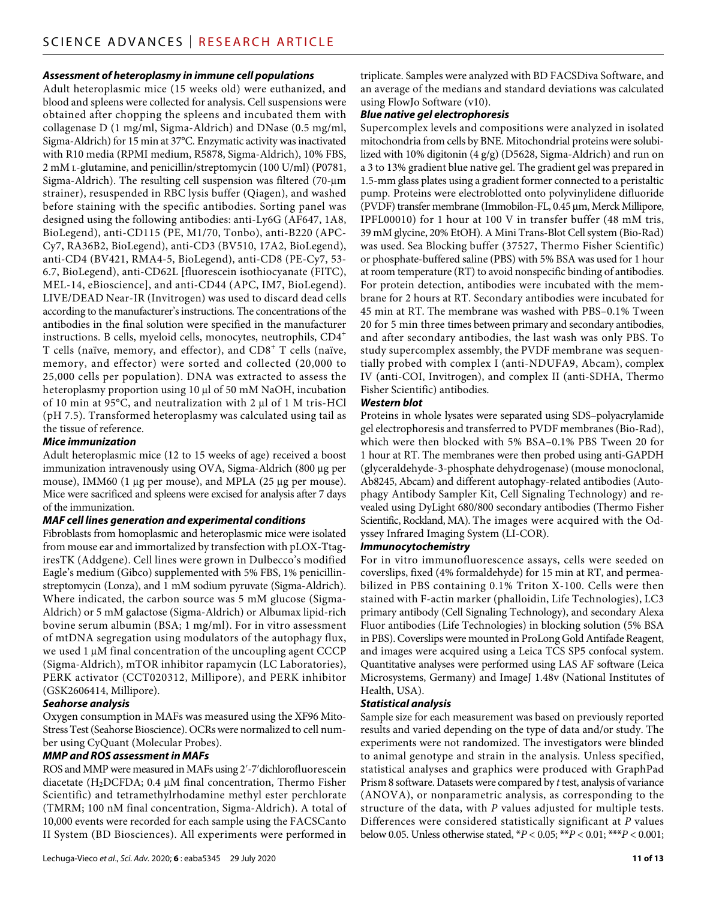### *Assessment of heteroplasmy in immune cell populations*

Adult heteroplasmic mice (15 weeks old) were euthanized, and blood and spleens were collected for analysis. Cell suspensions were obtained after chopping the spleens and incubated them with collagenase D (1 mg/ml, Sigma-Aldrich) and DNase (0.5 mg/ml, Sigma-Aldrich) for 15 min at 37°C. Enzymatic activity was inactivated with R10 media (RPMI medium, R5878, Sigma-Aldrich), 10% FBS, 2 mM L-glutamine, and penicillin/streptomycin (100 U/ml) (P0781, Sigma-Aldrich). The resulting cell suspension was filtered (70-μm strainer), resuspended in RBC lysis buffer (Qiagen), and washed before staining with the specific antibodies. Sorting panel was designed using the following antibodies: anti-Ly6G (AF647, 1A8, BioLegend), anti-CD115 (PE, M1/70, Tonbo), anti-B220 (APC-Cy7, RA36B2, BioLegend), anti-CD3 (BV510, 17A2, BioLegend), anti-CD4 (BV421, RMA4-5, BioLegend), anti-CD8 (PE-Cy7, 53-6.7, BioLegend), anti-CD62L [fluorescein isothiocyanate (FITC), MEL-14, eBioscience], and anti-CD44 (APC, IM7, BioLegend). LIVE/DEAD Near-IR (Invitrogen) was used to discard dead cells according to the manufacturer's instructions. The concentrations of the antibodies in the final solution were specified in the manufacturer instructions. B cells, myeloid cells, monocytes, neutrophils, $CD4^+$ T cells (naïve, memory, and effector), and $CD8^+$ T cells (naïve, memory, and effector) were sorted and collected (20,000 to 25,000 cells per population). DNA was extracted to assess the heteroplasmy proportion using 10 μl of 50 mM NaOH, incubation of 10 min at 95°C, and neutralization with 2 μl of 1 M tris-HCl (pH 7.5). Transformed heteroplasmy was calculated using tail as the tissue of reference.

### *Mice immunization*

Adult heteroplasmic mice (12 to 15 weeks of age) received a boost immunization intravenously using OVA, Sigma-Aldrich (800 μg per mouse), IMM60 (1 μg per mouse), and MPLA (25 μg per mouse). Mice were sacrificed and spleens were excised for analysis after 7 days of the immunization.

### *MAF cell lines generation and experimental conditions*

Fibroblasts from homoplasmic and heteroplasmic mice were isolated from mouse ear and immortalized by transfection with pLOX-Ttag-iresTK (Addgene). Cell lines were grown in Dulbecco's modified Eagle's medium (Gibco) supplemented with 5% FBS, 1% penicillin-streptomycin (Lonza), and 1 mM sodium pyruvate (Sigma-Aldrich). Where indicated, the carbon source was 5 mM glucose (Sigma-Aldrich) or 5 mM galactose (Sigma-Aldrich) or Albumax lipid-rich bovine serum albumin (BSA; 1 mg/ml). For in vitro assessment of mtDNA segregation using modulators of the autophagy flux, we used 1 μM final concentration of the uncoupling agent CCCP (Sigma-Aldrich), mTOR inhibitor rapamycin (LC Laboratories), PERK activator (CCT020312, Millipore), and PERK inhibitor (GSK2606414, Millipore).

### *Seahorse analysis*

Oxygen consumption in MAFs was measured using the XF96 Mito-Stress Test (Seahorse Bioscience). OCRs were normalized to cell number using CyQuant (Molecular Probes).

### *MMP and ROS assessment in MAFs*

ROS and MMP were measured in MAFs using 2′-7′dichlorofluorescein diacetate ($H_2DCFDA$; 0.4 μM final concentration, Thermo Fisher Scientific) and tetramethylrhodamine methyl ester perchlorate (TMRM; 100 nM final concentration, Sigma-Aldrich). A total of 10,000 events were recorded for each sample using the FACSCanto II System (BD Biosciences). All experiments were performed in triplicate. Samples were analyzed with BD FACSDiva Software, and an average of the medians and standard deviations was calculated using FlowJo Software (v10).

### *Blue native gel electrophoresis*

Supercomplex levels and compositions were analyzed in isolated mitochondria from cells by BNE. Mitochondrial proteins were solubilized with 10% digitonin (4 g/g) (D5628, Sigma-Aldrich) and run on a 3 to 13% gradient blue native gel. The gradient gel was prepared in 1.5-mm glass plates using a gradient former connected to a peristaltic pump. Proteins were electroblotted onto polyvinylidene difluoride (PVDF) transfer membrane (Immobilon-FL, 0.45 μm, Merck Millipore, IPFL00010) for 1 hour at 100 V in transfer buffer (48 mM tris, 39 mM glycine, 20% EtOH). A Mini Trans-Blot Cell system (Bio-Rad) was used. Sea Blocking buffer (37527, Thermo Fisher Scientific) or phosphate-buffered saline (PBS) with 5% BSA was used for 1 hour at room temperature (RT) to avoid nonspecific binding of antibodies. For protein detection, antibodies were incubated with the membrane for 2 hours at RT. Secondary antibodies were incubated for 45 min at RT. The membrane was washed with PBS–0.1% Tween 20 for 5 min three times between primary and secondary antibodies, and after secondary antibodies, the last wash was only PBS. To study supercomplex assembly, the PVDF membrane was sequentially probed with complex I (anti-NDUFA9, Abcam), complex IV (anti-COI, Invitrogen), and complex II (anti-SDHA, Thermo Fisher Scientific) antibodies.

### *Western blot*

Proteins in whole lysates were separated using SDS–polyacrylamide gel electrophoresis and transferred to PVDF membranes (Bio-Rad), which were then blocked with 5% BSA–0.1% PBS Tween 20 for 1 hour at RT. The membranes were then probed using anti-GAPDH (glyceraldehyde-3-phosphate dehydrogenase) (mouse monoclonal, Ab8245, Abcam) and different autophagy-related antibodies (Autophagy Antibody Sampler Kit, Cell Signaling Technology) and revealed using DyLight 680/800 secondary antibodies (Thermo Fisher Scientific, Rockland, MA). The images were acquired with the Odyssey Infrared Imaging System (LI-COR).

### *Immunocytochemistry*

For in vitro immunofluorescence assays, cells were seeded on coverslips, fixed (4% formaldehyde) for 15 min at RT, and permeabilized in PBS containing 0.1% Triton X-100. Cells were then stained with F-actin marker (phalloidin, Life Technologies), LC3 primary antibody (Cell Signaling Technology), and secondary Alexa Fluor antibodies (Life Technologies) in blocking solution (5% BSA in PBS). Coverslips were mounted in ProLong Gold Antifade Reagent, and images were acquired using a Leica TCS SP5 confocal system. Quantitative analyses were performed using LAS AF software (Leica Microsystems, Germany) and ImageJ 1.48v (National Institutes of Health, USA).

### *Statistical analysis*

Sample size for each measurement was based on previously reported results and varied depending on the type of data and/or study. The experiments were not randomized. The investigators were blinded to animal genotype and strain in the analysis. Unless specified, statistical analyses and graphics were produced with GraphPad Prism 8 software. Datasets were compared by *t* test, analysis of variance (ANOVA), or nonparametric analysis, as corresponding to the structure of the data, with *P* values adjusted for multiple tests. Differences were considered statistically significant at *P* values below 0.05. Unless otherwise stated, $^*P < 0.05$; $^{**}P < 0.01$; $^{***}P < 0.001$;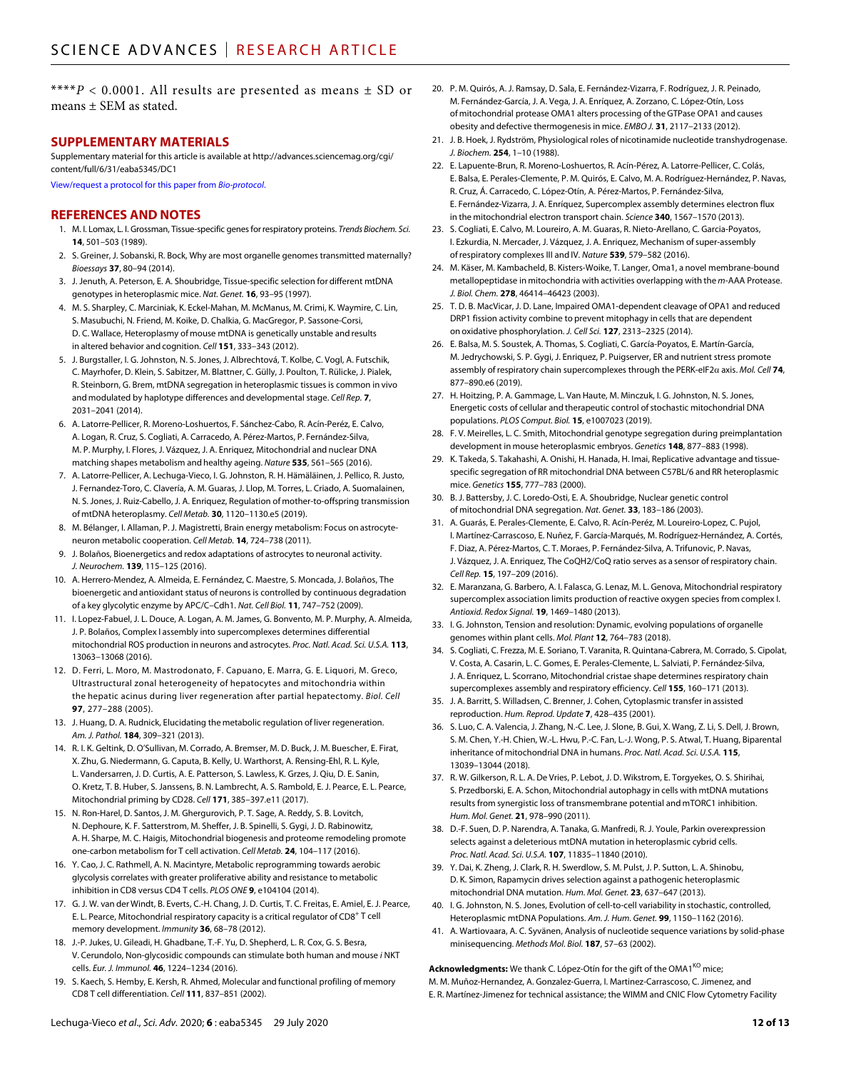****$P < 0.0001$. All results are presented as means ± SD or means ± SEM as stated.

## SUPPLEMENTARY MATERIALS

Supplementary material for this article is available at http://advances.sciencemag.org/cgi/content/full/6/31/eaba5345/DC1

View/request a protocol for this paper from *Bio-protocol*.

## REFERENCES AND NOTES

1. M. I. Lomax, L. I. Grossman, Tissue-specific genes for respiratory proteins. *Trends Biochem. Sci.* **14**, 501–503 (1989).
2. S. Greiner, J. Sobanski, R. Bock, Why are most organelle genomes transmitted maternally? *Bioessays* **37**, 80–94 (2014).
3. J. Jenuth, A. Peterson, E. A. Shoubridge, Tissue-specific selection for different mtDNA genotypes in heteroplasmic mice. *Nat. Genet.* **16**, 93–95 (1997).
4. M. S. Sharpley, C. Marciniak, K. Eckel-Mahan, M. McManus, M. Crimi, K. Waymire, C. Lin, S. Masubuchi, N. Friend, M. Koike, D. Chalkia, G. MacGregor, P. Sassone-Corsi, D. C. Wallace, Heteroplasmy of mouse mtDNA is genetically unstable and results in altered behavior and cognition. *Cell* **151**, 333–343 (2012).
5. J. Burgstaller, I. G. Johnston, N. S. Jones, J. Albrechtová, T. Kolbe, C. Vogl, A. Futschik, C. Mayrhofer, D. Klein, S. Sabitzer, M. Blattner, C. Gülly, J. Poulton, T. Rülicke, J. Pialek, R. Steinborn, G. Brem, mtDNA segregation in heteroplasmic tissues is common in vivo and modulated by haplotype differences and developmental stage. *Cell Rep.* **7**, 2031–2041 (2014).
6. A. Latorre-Pellicer, R. Moreno-Loshuertos, F. Sánchez-Cabo, R. Acín-Peréz, E. Calvo, A. Logan, R. Cruz, S. Cogliati, A. Carracedo, A. Pérez-Martos, P. Fernández-Silva, M. P. Murphy, I. Flores, J. Vázquez, J. A. Enriquez, Mitochondrial and nuclear DNA matching shapes metabolism and healthy ageing. *Nature* **535**, 561–565 (2016).
7. A. Latorre-Pellicer, A. Lechuga-Vieco, I. G. Johnston, R. H. Hämäläinen, J. Pellico, R. Justo, J. Fernandez-Toro, C. Clavería, A. M. Guaras, J. Llop, M. Torres, L. Criado, A. Suomalainen, N. S. Jones, J. Ruiz-Cabello, J. A. Enriquez, Regulation of mother-to-offspring transmission of mtDNA heteroplasmy. *Cell Metab.* **30**, 1120–1130.e5 (2019).
8. M. Bélanger, I. Allaman, P. J. Magistretti, Brain energy metabolism: Focus on astrocyte-neuron metabolic cooperation. *Cell Metab.* **14**, 724–738 (2011).
9. J. Bolaños, Bioenergetics and redox adaptations of astrocytes to neuronal activity. *J. Neurochem.* **139**, 115–125 (2016).
10. A. Herrero-Mendez, A. Almeida, E. Fernández, C. Maestre, S. Moncada, J. Bolaños, The bioenergetic and antioxidant status of neurons is controlled by continuous degradation of a key glycolytic enzyme by APC/C–Cdh1. *Nat. Cell Biol.* **11**, 747–752 (2009).
11. I. Lopez-Fabuel, J. L. Douce, A. Logan, A. M. James, G. Bonvento, M. P. Murphy, A. Almeida, J. P. Bolaños, Complex I assembly into supercomplexes determines differential mitochondrial ROS production in neurons and astrocytes. *Proc. Natl. Acad. Sci. U.S.A.* **113**, 13063–13068 (2016).
12. D. Ferri, L. Moro, M. Mastrodonato, F. Capuano, E. Marra, G. E. Liquori, M. Greco, Ultrastructural zonal heterogeneity of hepatocytes and mitochondria within the hepatic acinus during liver regeneration after partial hepatectomy. *Biol. Cell* **97**, 277–288 (2005).
13. J. Huang, D. A. Rudnick, Elucidating the metabolic regulation of liver regeneration. *Am. J. Pathol.* **184**, 309–321 (2013).
14. R. I. K. Geltink, D. O'Sullivan, M. Corrado, A. Bremser, M. D. Buck, J. M. Buescher, E. Firat, X. Zhu, G. Niedermann, G. Caputa, B. Kelly, U. Warthorst, A. Rensing-Ehl, R. L. Kyle, L. Vandersarren, J. D. Curtis, A. E. Patterson, S. Lawless, K. Grzes, J. Qiu, D. E. Sanin, O. Kretz, T. B. Huber, S. Janssens, B. N. Lambrecht, A. S. Rambold, E. J. Pearce, E. L. Pearce, Mitochondrial priming by CD28. *Cell* **171**, 385–397.e11 (2017).
15. N. Ron-Harel, D. Santos, J. M. Ghergurovich, P. T. Sage, A. Reddy, S. B. Lovitch, N. Dephoure, K. F. Satterstrom, M. Sheffer, J. B. Spinelli, S. Gygi, J. D. Rabinowitz, A. H. Sharpe, M. C. Haigis, Mitochondrial biogenesis and proteome remodeling promote one-carbon metabolism for T cell activation. *Cell Metab.* **24**, 104–117 (2016).
16. Y. Cao, J. C. Rathmell, A. N. Macintyre, Metabolic reprogramming towards aerobic glycolysis correlates with greater proliferative ability and resistance to metabolic inhibition in CD8 versus CD4 T cells. *PLOS ONE* **9**, e104104 (2014).
17. G. J. W. van der Windt, B. Everts, C.-H. Chang, J. D. Curtis, T. C. Freitas, E. Amiel, E. J. Pearce, E. L. Pearce, Mitochondrial respiratory capacity is a critical regulator of $CD8^+$ T cell memory development. *Immunity* **36**, 68–78 (2012).
18. J.-P. Jukes, U. Gileadi, H. Ghadbane, T.-F. Yu, D. Shepherd, L. R. Cox, G. S. Besra, V. Cerundolo, Non-glycosidic compounds can stimulate both human and mouse *i* NKT cells. *Eur. J. Immunol.* **46**, 1224–1234 (2016).
19. S. Kaech, S. Hemby, E. Kersh, R. Ahmed, Molecular and functional profiling of memory CD8 T cell differentiation. *Cell* **111**, 837–851 (2002).
20. P. M. Quirós, A. J. Ramsay, D. Sala, E. Fernández-Vizarra, F. Rodríguez, J. R. Peinado, M. Fernández-García, J. A. Vega, J. A. Enríquez, A. Zorzano, C. López-Otín, Loss of mitochondrial protease OMA1 alters processing of the GTPase OPA1 and causes obesity and defective thermogenesis in mice. *EMBO J.* **31**, 2117–2133 (2012).
21. J. B. Hoek, J. Rydström, Physiological roles of nicotinamide nucleotide transhydrogenase. *J. Biochem.* **254**, 1–10 (1988).
22. E. Lapuente-Brun, R. Moreno-Loshuertos, R. Acín-Pérez, A. Latorre-Pellicer, C. Colás, E. Balsa, E. Perales-Clemente, P. M. Quirós, E. Calvo, M. A. Rodríguez-Hernández, P. Navas, R. Cruz, Á. Carracedo, C. López-Otín, A. Pérez-Martos, P. Fernández-Silva, E. Fernández-Vizarra, J. A. Enríquez, Supercomplex assembly determines electron flux in the mitochondrial electron transport chain. *Science* **340**, 1567–1570 (2013).
23. S. Cogliati, E. Calvo, M. Loureiro, A. M. Guaras, R. Nieto-Arellano, C. Garcia-Poyatos, I. Ezkurdia, N. Mercader, J. Vázquez, J. A. Enriquez, Mechanism of super-assembly of respiratory complexes III and IV. *Nature* **539**, 579–582 (2016).
24. M. Käser, M. Kambacheld, B. Kisters-Woike, T. Langer, Oma1, a novel membrane-bound metallopeptidase in mitochondria with activities overlapping with the *m*-AAA Protease. *J. Biol. Chem.* **278**, 46414–46423 (2003).
25. T. D. B. MacVicar, J. D. Lane, Impaired OMA1-dependent cleavage of OPA1 and reduced DRP1 fission activity combine to prevent mitophagy in cells that are dependent on oxidative phosphorylation. *J. Cell Sci.* **127**, 2313–2325 (2014).
26. E. Balsa, M. S. Soustek, A. Thomas, S. Cogliati, C. García-Poyatos, E. Martín-García, M. Jedrychowski, S. P. Gygi, J. Enriquez, P. Puigserver, ER and nutrient stress promote assembly of respiratory chain supercomplexes through the PERK-eIF2$\alpha$ axis. *Mol. Cell* **74**, 877–890.e6 (2019).
27. H. Hoitzing, P. A. Gammage, L. Van Haute, M. Minczuk, I. G. Johnston, N. S. Jones, Energetic costs of cellular and therapeutic control of stochastic mitochondrial DNA populations. *PLOS Comput. Biol.* **15**, e1007023 (2019).
28. F. V. Meirelles, L. C. Smith, Mitochondrial genotype segregation during preimplantation development in mouse heteroplasmic embryos. *Genetics* **148**, 877–883 (1998).
29. K. Takeda, S. Takahashi, A. Onishi, H. Hanada, H. Imai, Replicative advantage and tissue-specific segregation of RR mitochondrial DNA between C57BL/6 and RR heteroplasmic mice. *Genetics* **155**, 777–783 (2000).
30. B. J. Battersby, J. C. Loredo-Osti, E. A. Shoubridge, Nuclear genetic control of mitochondrial DNA segregation. *Nat. Genet.* **33**, 183–186 (2003).
31. A. Guarás, E. Perales-Clemente, E. Calvo, R. Acín-Peréz, M. Loureiro-Lopez, C. Pujol, I. Martínez-Carrascoso, E. Nuñez, F. García-Marqués, M. Rodríguez-Hernández, A. Cortés, F. Diaz, A. Pérez-Martos, C. T. Moraes, P. Fernández-Silva, A. Trifunovic, P. Navas, J. Vázquez, J. A. Enriquez, The CoQH2/CoQ ratio serves as a sensor of respiratory chain. *Cell Rep.* **15**, 197–209 (2016).
32. E. Maranzana, G. Barbero, A. I. Falasca, G. Lenaz, M. L. Genova, Mitochondrial respiratory supercomplex association limits production of reactive oxygen species from complex I. *Antioxid. Redox Signal.* **19**, 1469–1480 (2013).
33. I. G. Johnston, Tension and resolution: Dynamic, evolving populations of organelle genomes within plant cells. *Mol. Plant* **12**, 764–783 (2018).
34. S. Cogliati, C. Frezza, M. E. Soriano, T. Varanita, R. Quintana-Cabrera, M. Corrado, S. Cipolat, V. Costa, A. Casarin, L. C. Gomes, E. Perales-Clemente, L. Salviati, P. Fernández-Silva, J. A. Enriquez, L. Scorrano, Mitochondrial cristae shape determines respiratory chain supercomplexes assembly and respiratory efficiency. *Cell* **155**, 160–171 (2013).
35. J. A. Barritt, S. Willadsen, C. Brenner, J. Cohen, Cytoplasmic transfer in assisted reproduction. *Hum. Reprod. Update* **7**, 428–435 (2001).
36. S. Luo, C. A. Valencia, J. Zhang, N.-C. Lee, J. Slone, B. Gui, X. Wang, Z. Li, S. Dell, J. Brown, S. M. Chen, Y.-H. Chien, W.-L. Hwu, P.-C. Fan, L.-J. Wong, P. S. Atwal, T. Huang, Biparental inheritance of mitochondrial DNA in humans. *Proc. Natl. Acad. Sci. U.S.A.* **115**, 13039–13044 (2018).
37. R. W. Gilkerson, R. L. A. De Vries, P. Lebot, J. D. Wikstrom, E. Torgyekes, O. S. Shirihai, S. Przedborski, E. A. Schon, Mitochondrial autophagy in cells with mtDNA mutations results from synergistic loss of transmembrane potential and mTORC1 inhibition. *Hum. Mol. Genet.* **21**, 978–990 (2011).
38. D.-F. Suen, D. P. Narendra, A. Tanaka, G. Manfredi, R. J. Youle, Parkin overexpression selects against a deleterious mtDNA mutation in heteroplasmic cybrid cells. *Proc. Natl. Acad. Sci. U.S.A.* **107**, 11835–11840 (2010).
39. Y. Dai, K. Zheng, J. Clark, R. H. Swerdlow, S. M. Pulst, J. P. Sutton, L. A. Shinobu, D. K. Simon, Rapamycin drives selection against a pathogenic heteroplasmic mitochondrial DNA mutation. *Hum. Mol. Genet.* **23**, 637–647 (2013).
40. I. G. Johnston, N. S. Jones, Evolution of cell-to-cell variability in stochastic, controlled, Heteroplasmic mtDNA Populations. *Am. J. Hum. Genet.* **99**, 1150–1162 (2016).
41. A. Wartiovaara, A. C. Syvänen, Analysis of nucleotide sequence variations by solid-phase minisequencing. *Methods Mol. Biol.* **187**, 57–63 (2002).

**Acknowledgments:** We thank C. López-Otín for the gift of the $OMA1^{KO}$ mice; M. M. Muñoz-Hernandez, A. Gonzalez-Guerra, I. Martinez-Carrascoso, C. Jimenez, and E. R. Martínez-Jimenez for technical assistance; the WIMM and CNIC Flow Cytometry Facility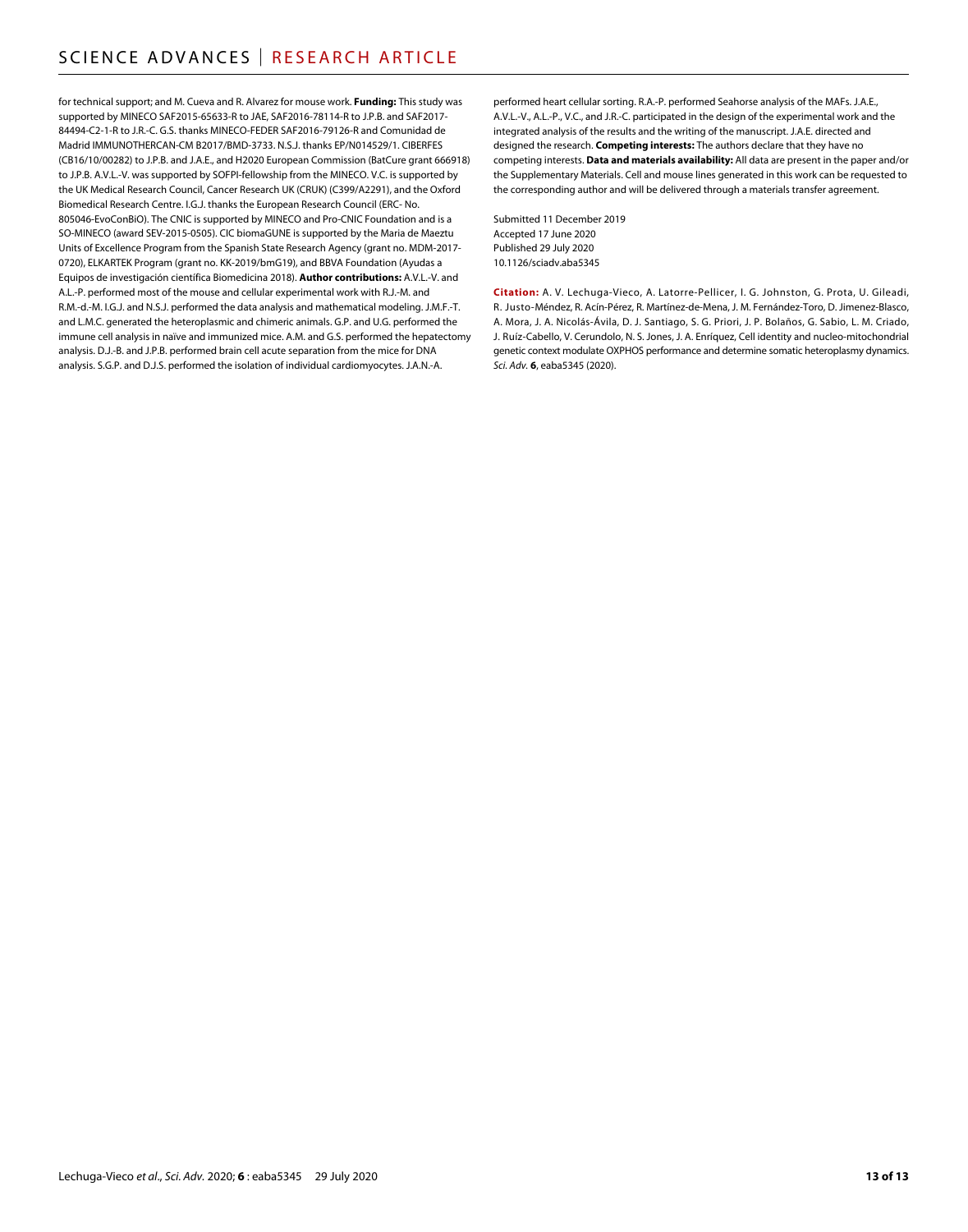for technical support; and M. Cueva and R. Alvarez for mouse work. **Funding:** This study was supported by MINECO SAF2015-65633-R to JAE, SAF2016-78114-R to J.P.B. and SAF2017-84494-C2-1-R to J.R.-C. G.S. thanks MINECO-FEDER SAF2016-79126-R and Comunidad de Madrid IMMUNOTHERCAN-CM B2017/BMD-3733. N.S.J. thanks EP/N014529/1. CIBERFES (CB16/10/00282) to J.P.B. and J.A.E., and H2020 European Commission (BatCure grant 666918) to J.P.B. A.V.L.-V. was supported by SOFPI-fellowship from the MINECO. V.C. is supported by the UK Medical Research Council, Cancer Research UK (CRUK) (C399/A2291), and the Oxford Biomedical Research Centre. I.G.J. thanks the European Research Council (ERC- No. 805046-EvoConBiO). The CNIC is supported by MINECO and Pro-CNIC Foundation and is a SO-MINECO (award SEV-2015-0505). CIC biomaGUNE is supported by the Maria de Maeztu Units of Excellence Program from the Spanish State Research Agency (grant no. MDM-2017-0720), ELKARTEK Program (grant no. KK-2019/bmG19), and BBVA Foundation (Ayudas a Equipos de investigación científica Biomedicina 2018). **Author contributions:** A.V.L.-V. and A.L.-P. performed most of the mouse and cellular experimental work with R.J.-M. and R.M.-d.-M. I.G.J. and N.S.J. performed the data analysis and mathematical modeling. J.M.F.-T. and L.M.C. generated the heteroplasmic and chimeric animals. G.P. and U.G. performed the immune cell analysis in naïve and immunized mice. A.M. and G.S. performed the hepatectomy analysis. D.J.-B. and J.P.B. performed brain cell acute separation from the mice for DNA analysis. S.G.P. and D.J.S. performed the isolation of individual cardiomyocytes. J.A.N.-A. performed heart cellular sorting. R.A.-P. performed Seahorse analysis of the MAFs. J.A.E., A.V.L.-V., A.L.-P., V.C., and J.R.-C. participated in the design of the experimental work and the integrated analysis of the results and the writing of the manuscript. J.A.E. directed and designed the research. **Competing interests:** The authors declare that they have no competing interests. **Data and materials availability:** All data are present in the paper and/or the Supplementary Materials. Cell and mouse lines generated in this work can be requested to the corresponding author and will be delivered through a materials transfer agreement.

Submitted 11 December 2019
Accepted 17 June 2020
Published 29 July 2020
10.1126/sciadv.aba5345

**Citation:** A. V. Lechuga-Vieco, A. Latorre-Pellicer, I. G. Johnston, G. Prota, U. Gileadi, R. Justo-Méndez, R. Acín-Pérez, R. Martínez-de-Mena, J. M. Fernández-Toro, D. Jimenez-Blasco, A. Mora, J. A. Nicolás-Ávila, D. J. Santiago, S. G. Priori, J. P. Bolaños, G. Sabio, L. M. Criado, J. Ruíz-Cabello, V. Cerundolo, N. S. Jones, J. A. Enríquez, Cell identity and nucleo-mitochondrial genetic context modulate OXPHOS performance and determine somatic heteroplasmy dynamics. *Sci. Adv.* **6**, eaba5345 (2020).